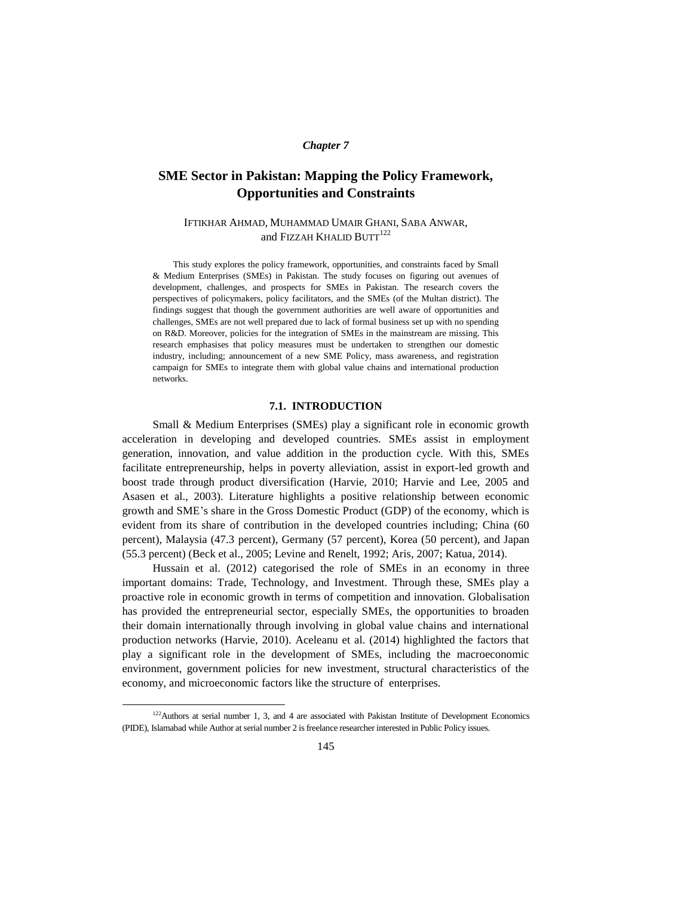*Chapter 7*

# SME Sector in Pakistan: Mapping the Policy Framework, Opportunities and Constraints

IFTIKHAR AHMAD, MUHAMMAD UMAIR GHANI, SABA ANWAR, and FIZZAH KHALID BUTT[122]

This study explores the policy framework, opportunities, and constraints faced by Small & Medium Enterprises (SMEs) in Pakistan. The study focuses on figuring out avenues of development, challenges, and prospects for SMEs in Pakistan. The research covers the perspectives of policymakers, policy facilitators, and the SMEs (of the Multan district). The findings suggest that though the government authorities are well aware of opportunities and challenges, SMEs are not well prepared due to lack of formal business set up with no spending on R&D. Moreover, policies for the integration of SMEs in the mainstream are missing. This research emphasises that policy measures must be undertaken to strengthen our domestic industry, including; announcement of a new SME Policy, mass awareness, and registration campaign for SMEs to integrate them with global value chains and international production networks.

## 7.1. INTRODUCTION

Small & Medium Enterprises (SMEs) play a significant role in economic growth acceleration in developing and developed countries. SMEs assist in employment generation, innovation, and value addition in the production cycle. With this, SMEs facilitate entrepreneurship, helps in poverty alleviation, assist in export-led growth and boost trade through product diversification (Harvie, 2010; Harvie and Lee, 2005 and Asasen et al., 2003). Literature highlights a positive relationship between economic growth and SME's share in the Gross Domestic Product (GDP) of the economy, which is evident from its share of contribution in the developed countries including; China (60 percent), Malaysia (47.3 percent), Germany (57 percent), Korea (50 percent), and Japan (55.3 percent) (Beck et al., 2005; Levine and Renelt, 1992; Aris, 2007; Katua, 2014).

Hussain et al. (2012) categorised the role of SMEs in an economy in three important domains: Trade, Technology, and Investment. Through these, SMEs play a proactive role in economic growth in terms of competition and innovation. Globalisation has provided the entrepreneurial sector, especially SMEs, the opportunities to broaden their domain internationally through involving in global value chains and international production networks (Harvie, 2010). Aceleanu et al. (2014) highlighted the factors that play a significant role in the development of SMEs, including the macroeconomic environment, government policies for new investment, structural characteristics of the economy, and microeconomic factors like the structure of enterprises.

---

[122] Authors at serial number 1, 3, and 4 are associated with Pakistan Institute of Development Economics (PIDE), Islamabad while Author at serial number 2 is freelance researcher interested in Public Policy issues.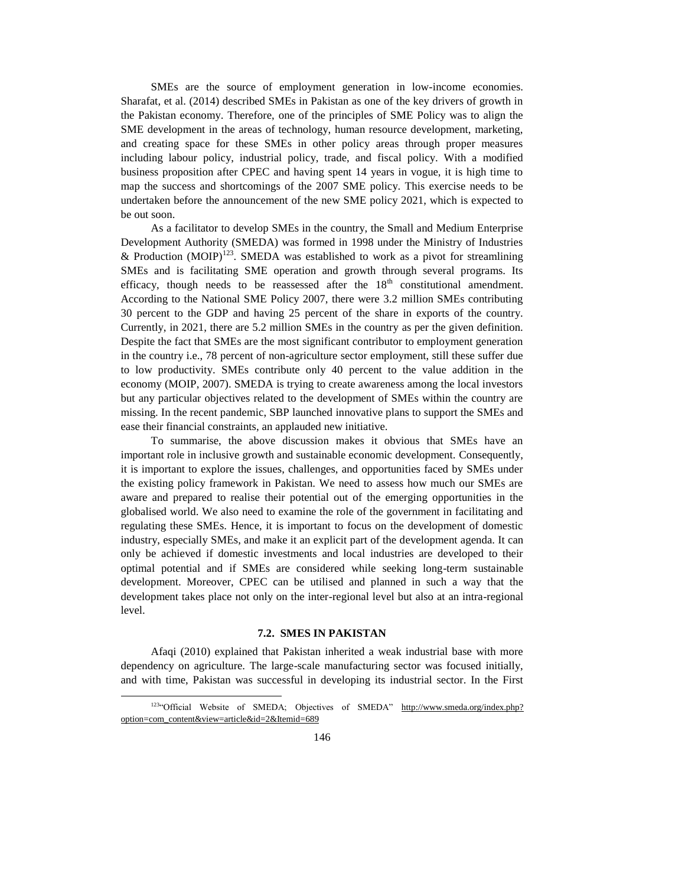SMEs are the source of employment generation in low-income economies. Sharafat, et al. (2014) described SMEs in Pakistan as one of the key drivers of growth in the Pakistan economy. Therefore, one of the principles of SME Policy was to align the SME development in the areas of technology, human resource development, marketing, and creating space for these SMEs in other policy areas through proper measures including labour policy, industrial policy, trade, and fiscal policy. With a modified business proposition after CPEC and having spent 14 years in vogue, it is high time to map the success and shortcomings of the 2007 SME policy. This exercise needs to be undertaken before the announcement of the new SME policy 2021, which is expected to be out soon.

As a facilitator to develop SMEs in the country, the Small and Medium Enterprise Development Authority (SMEDA) was formed in 1998 under the Ministry of Industries & Production (MOIP)[123]. SMEDA was established to work as a pivot for streamlining SMEs and is facilitating SME operation and growth through several programs. Its efficacy, though needs to be reassessed after the 18th constitutional amendment. According to the National SME Policy 2007, there were 3.2 million SMEs contributing 30 percent to the GDP and having 25 percent of the share in exports of the country. Currently, in 2021, there are 5.2 million SMEs in the country as per the given definition. Despite the fact that SMEs are the most significant contributor to employment generation in the country i.e., 78 percent of non-agriculture sector employment, still these suffer due to low productivity. SMEs contribute only 40 percent to the value addition in the economy (MOIP, 2007). SMEDA is trying to create awareness among the local investors but any particular objectives related to the development of SMEs within the country are missing. In the recent pandemic, SBP launched innovative plans to support the SMEs and ease their financial constraints, an applauded new initiative.

To summarise, the above discussion makes it obvious that SMEs have an important role in inclusive growth and sustainable economic development. Consequently, it is important to explore the issues, challenges, and opportunities faced by SMEs under the existing policy framework in Pakistan. We need to assess how much our SMEs are aware and prepared to realise their potential out of the emerging opportunities in the globalised world. We also need to examine the role of the government in facilitating and regulating these SMEs. Hence, it is important to focus on the development of domestic industry, especially SMEs, and make it an explicit part of the development agenda. It can only be achieved if domestic investments and local industries are developed to their optimal potential and if SMEs are considered while seeking long-term sustainable development. Moreover, CPEC can be utilised and planned in such a way that the development takes place not only on the inter-regional level but also at an intra-regional level.

## 7.2. SMES IN PAKISTAN

Afaqi (2010) explained that Pakistan inherited a weak industrial base with more dependency on agriculture. The large-scale manufacturing sector was focused initially, and with time, Pakistan was successful in developing its industrial sector. In the First

---

[123] "Official Website of SMEDA; Objectives of SMEDA" http://www.smeda.org/index.php?option=com_content&view=article&id=2&Itemid=689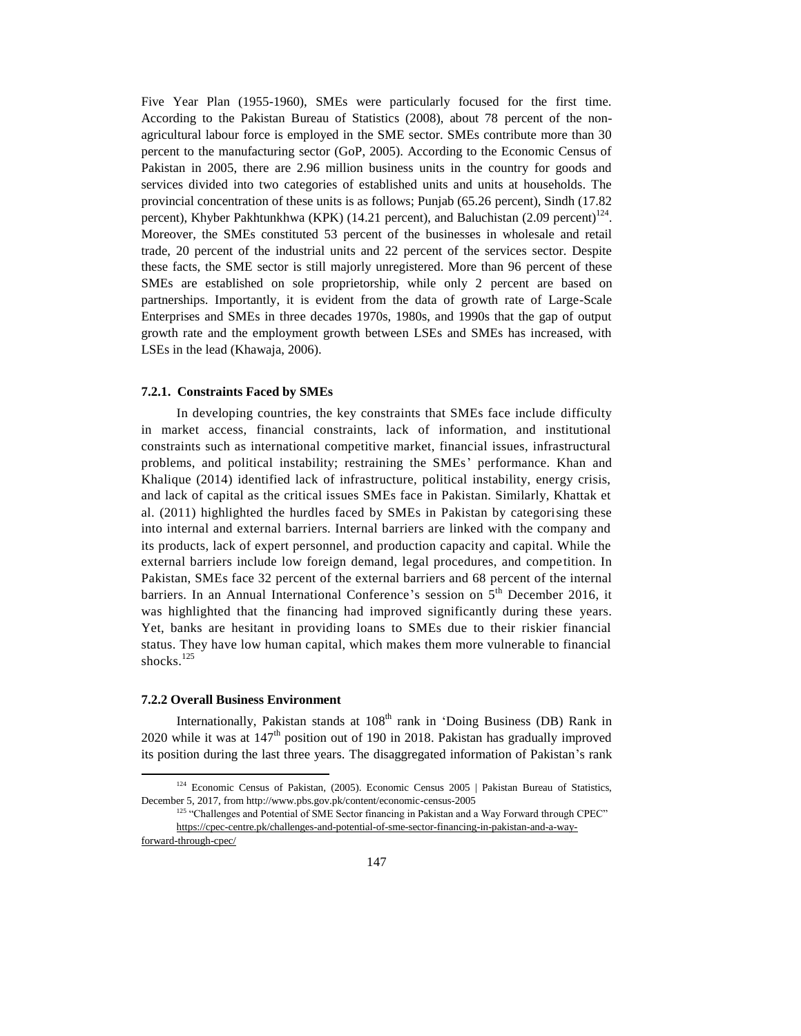Five Year Plan (1955-1960), SMEs were particularly focused for the first time. According to the Pakistan Bureau of Statistics (2008), about 78 percent of the non-agricultural labour force is employed in the SME sector. SMEs contribute more than 30 percent to the manufacturing sector (GoP, 2005). According to the Economic Census of Pakistan in 2005, there are 2.96 million business units in the country for goods and services divided into two categories of established units and units at households. The provincial concentration of these units is as follows; Punjab (65.26 percent), Sindh (17.82 percent), Khyber Pakhtunkhwa (KPK) (14.21 percent), and Baluchistan (2.09 percent)[124]. Moreover, the SMEs constituted 53 percent of the businesses in wholesale and retail trade, 20 percent of the industrial units and 22 percent of the services sector. Despite these facts, the SME sector is still majorly unregistered. More than 96 percent of these SMEs are established on sole proprietorship, while only 2 percent are based on partnerships. Importantly, it is evident from the data of growth rate of Large-Scale Enterprises and SMEs in three decades 1970s, 1980s, and 1990s that the gap of output growth rate and the employment growth between LSEs and SMEs has increased, with LSEs in the lead (Khawaja, 2006).

#### 7.2.1. Constraints Faced by SMEs

In developing countries, the key constraints that SMEs face include difficulty in market access, financial constraints, lack of information, and institutional constraints such as international competitive market, financial issues, infrastructural problems, and political instability; restraining the SMEs' performance. Khan and Khalique (2014) identified lack of infrastructure, political instability, energy crisis, and lack of capital as the critical issues SMEs face in Pakistan. Similarly, Khattak et al. (2011) highlighted the hurdles faced by SMEs in Pakistan by categorising these into internal and external barriers. Internal barriers are linked with the company and its products, lack of expert personnel, and production capacity and capital. While the external barriers include low foreign demand, legal procedures, and competition. In Pakistan, SMEs face 32 percent of the external barriers and 68 percent of the internal barriers. In an Annual International Conference's session on 5th December 2016, it was highlighted that the financing had improved significantly during these years. Yet, banks are hesitant in providing loans to SMEs due to their riskier financial status. They have low human capital, which makes them more vulnerable to financial shocks.[125]

#### 7.2.2 Overall Business Environment

Internationally, Pakistan stands at 108th rank in 'Doing Business (DB) Rank in 2020 while it was at 147th position out of 190 in 2018. Pakistan has gradually improved its position during the last three years. The disaggregated information of Pakistan's rank

---

[124] Economic Census of Pakistan, (2005). Economic Census 2005 | Pakistan Bureau of Statistics, December 5, 2017, from http://www.pbs.gov.pk/content/economic-census-2005

[125] "Challenges and Potential of SME Sector financing in Pakistan and a Way Forward through CPEC" https://cpec-centre.pk/challenges-and-potential-of-sme-sector-financing-in-pakistan-and-a-way-forward-through-cpec/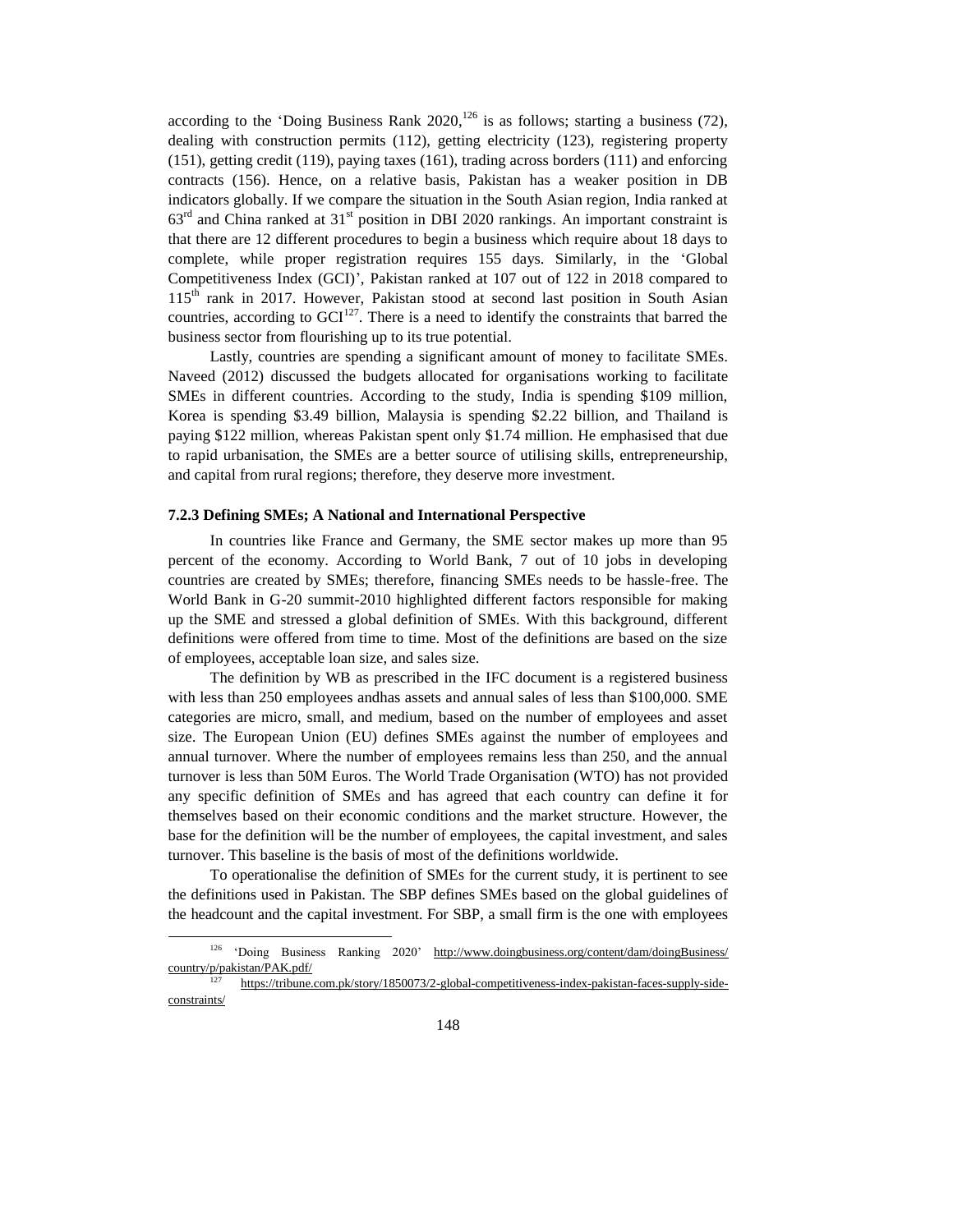according to the 'Doing Business Rank 2020,[126] is as follows; starting a business (72), dealing with construction permits (112), getting electricity (123), registering property (151), getting credit (119), paying taxes (161), trading across borders (111) and enforcing contracts (156). Hence, on a relative basis, Pakistan has a weaker position in DB indicators globally. If we compare the situation in the South Asian region, India ranked at 63rd and China ranked at 31st position in DBI 2020 rankings. An important constraint is that there are 12 different procedures to begin a business which require about 18 days to complete, while proper registration requires 155 days. Similarly, in the 'Global Competitiveness Index (GCI)', Pakistan ranked at 107 out of 122 in 2018 compared to 115th rank in 2017. However, Pakistan stood at second last position in South Asian countries, according to GCI[127]. There is a need to identify the constraints that barred the business sector from flourishing up to its true potential.

Lastly, countries are spending a significant amount of money to facilitate SMEs. Naveed (2012) discussed the budgets allocated for organisations working to facilitate SMEs in different countries. According to the study, India is spending \$109 million, Korea is spending \$3.49 billion, Malaysia is spending \$2.22 billion, and Thailand is paying \$122 million, whereas Pakistan spent only \$1.74 million. He emphasised that due to rapid urbanisation, the SMEs are a better source of utilising skills, entrepreneurship, and capital from rural regions; therefore, they deserve more investment.

### 7.2.3 Defining SMEs; A National and International Perspective

In countries like France and Germany, the SME sector makes up more than 95 percent of the economy. According to World Bank, 7 out of 10 jobs in developing countries are created by SMEs; therefore, financing SMEs needs to be hassle-free. The World Bank in G-20 summit-2010 highlighted different factors responsible for making up the SME and stressed a global definition of SMEs. With this background, different definitions were offered from time to time. Most of the definitions are based on the size of employees, acceptable loan size, and sales size.

The definition by WB as prescribed in the IFC document is a registered business with less than 250 employees andhas assets and annual sales of less than \$100,000. SME categories are micro, small, and medium, based on the number of employees and asset size. The European Union (EU) defines SMEs against the number of employees and annual turnover. Where the number of employees remains less than 250, and the annual turnover is less than 50M Euros. The World Trade Organisation (WTO) has not provided any specific definition of SMEs and has agreed that each country can define it for themselves based on their economic conditions and the market structure. However, the base for the definition will be the number of employees, the capital investment, and sales turnover. This baseline is the basis of most of the definitions worldwide.

To operationalise the definition of SMEs for the current study, it is pertinent to see the definitions used in Pakistan. The SBP defines SMEs based on the global guidelines of the headcount and the capital investment. For SBP, a small firm is the one with employees

---

[126] 'Doing Business Ranking 2020' http://www.doingbusiness.org/content/dam/doingBusiness/country/p/pakistan/PAK.pdf/

[127] https://tribune.com.pk/story/1850073/2-global-competitiveness-index-pakistan-faces-supply-side-constraints/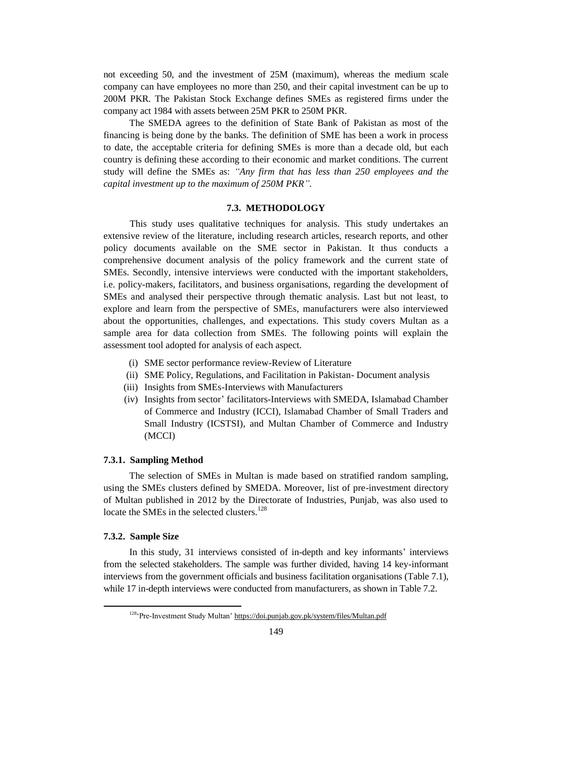not exceeding 50, and the investment of 25M (maximum), whereas the medium scale company can have employees no more than 250, and their capital investment can be up to 200M PKR. The Pakistan Stock Exchange defines SMEs as registered firms under the company act 1984 with assets between 25M PKR to 250M PKR.

The SMEDA agrees to the definition of State Bank of Pakistan as most of the financing is being done by the banks. The definition of SME has been a work in process to date, the acceptable criteria for defining SMEs is more than a decade old, but each country is defining these according to their economic and market conditions. The current study will define the SMEs as: *"Any firm that has less than 250 employees and the capital investment up to the maximum of 250M PKR".*

## 7.3. METHODOLOGY

This study uses qualitative techniques for analysis. This study undertakes an extensive review of the literature, including research articles, research reports, and other policy documents available on the SME sector in Pakistan. It thus conducts a comprehensive document analysis of the policy framework and the current state of SMEs. Secondly, intensive interviews were conducted with the important stakeholders, i.e. policy-makers, facilitators, and business organisations, regarding the development of SMEs and analysed their perspective through thematic analysis. Last but not least, to explore and learn from the perspective of SMEs, manufacturers were also interviewed about the opportunities, challenges, and expectations. This study covers Multan as a sample area for data collection from SMEs. The following points will explain the assessment tool adopted for analysis of each aspect.

(i) SME sector performance review-Review of Literature
(ii) SME Policy, Regulations, and Facilitation in Pakistan- Document analysis
(iii) Insights from SMEs-Interviews with Manufacturers
(iv) Insights from sector' facilitators-Interviews with SMEDA, Islamabad Chamber of Commerce and Industry (ICCI), Islamabad Chamber of Small Traders and Small Industry (ICSTSI), and Multan Chamber of Commerce and Industry (MCCI)

### 7.3.1. Sampling Method

The selection of SMEs in Multan is made based on stratified random sampling, using the SMEs clusters defined by SMEDA. Moreover, list of pre-investment directory of Multan published in 2012 by the Directorate of Industries, Punjab, was also used to locate the SMEs in the selected clusters.[128]

### 7.3.2. Sample Size

In this study, 31 interviews consisted of in-depth and key informants' interviews from the selected stakeholders. The sample was further divided, having 14 key-informant interviews from the government officials and business facilitation organisations (Table 7.1), while 17 in-depth interviews were conducted from manufacturers, as shown in Table 7.2.

[128] 'Pre-Investment Study Multan' https://doi.punjab.gov.pk/system/files/Multan.pdf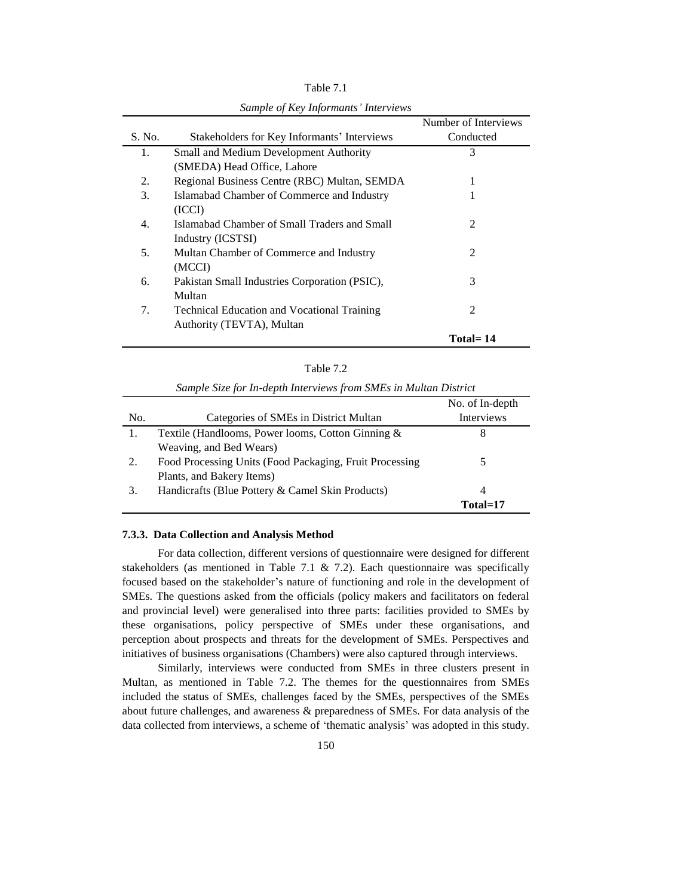Table 7.1

*Sample of Key Informants' Interviews*

| S. No. | Stakeholders for Key Informants' Interviews | Number of Interviews Conducted |
|---|---|---|
| 1. | Small and Medium Development Authority (SMEDA) Head Office, Lahore | 3 |
| 2. | Regional Business Centre (RBC) Multan, SEMDA | 1 |
| 3. | Islamabad Chamber of Commerce and Industry (ICCI) | 1 |
| 4. | Islamabad Chamber of Small Traders and Small Industry (ICSTSI) | 2 |
| 5. | Multan Chamber of Commerce and Industry (MCCI) | 2 |
| 6. | Pakistan Small Industries Corporation (PSIC), Multan | 3 |
| 7. | Technical Education and Vocational Training Authority (TEVTA), Multan | 2 |
| | | **Total= 14** |

Table 7.2

*Sample Size for In-depth Interviews from SMEs in Multan District*

| No. | Categories of SMEs in District Multan | No. of In-depth Interviews |
|---|---|---|
| 1. | Textile (Handlooms, Power looms, Cotton Ginning & Weaving, and Bed Wears) | 8 |
| 2. | Food Processing Units (Food Packaging, Fruit Processing Plants, and Bakery Items) | 5 |
| 3. | Handicrafts (Blue Pottery & Camel Skin Products) | 4 |
| | | **Total=17** |

### 7.3.3. Data Collection and Analysis Method

For data collection, different versions of questionnaire were designed for different stakeholders (as mentioned in Table 7.1 & 7.2). Each questionnaire was specifically focused based on the stakeholder's nature of functioning and role in the development of SMEs. The questions asked from the officials (policy makers and facilitators on federal and provincial level) were generalised into three parts: facilities provided to SMEs by these organisations, policy perspective of SMEs under these organisations, and perception about prospects and threats for the development of SMEs. Perspectives and initiatives of business organisations (Chambers) were also captured through interviews.

Similarly, interviews were conducted from SMEs in three clusters present in Multan, as mentioned in Table 7.2. The themes for the questionnaires from SMEs included the status of SMEs, challenges faced by the SMEs, perspectives of the SMEs about future challenges, and awareness & preparedness of SMEs. For data analysis of the data collected from interviews, a scheme of 'thematic analysis' was adopted in this study.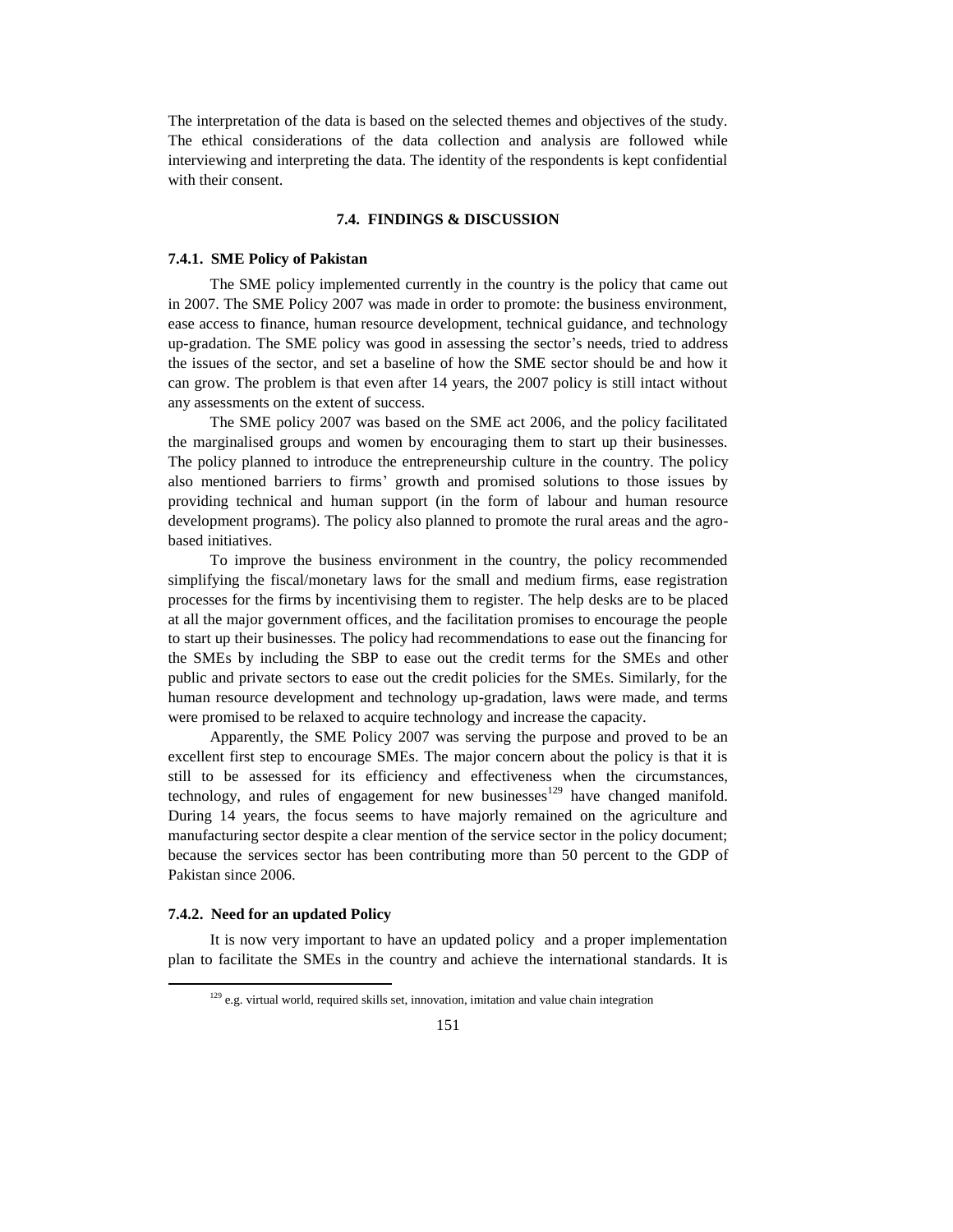The interpretation of the data is based on the selected themes and objectives of the study. The ethical considerations of the data collection and analysis are followed while interviewing and interpreting the data. The identity of the respondents is kept confidential with their consent.

## 7.4. FINDINGS & DISCUSSION

### 7.4.1. SME Policy of Pakistan

The SME policy implemented currently in the country is the policy that came out in 2007. The SME Policy 2007 was made in order to promote: the business environment, ease access to finance, human resource development, technical guidance, and technology up-gradation. The SME policy was good in assessing the sector's needs, tried to address the issues of the sector, and set a baseline of how the SME sector should be and how it can grow. The problem is that even after 14 years, the 2007 policy is still intact without any assessments on the extent of success.

The SME policy 2007 was based on the SME act 2006, and the policy facilitated the marginalised groups and women by encouraging them to start up their businesses. The policy planned to introduce the entrepreneurship culture in the country. The policy also mentioned barriers to firms' growth and promised solutions to those issues by providing technical and human support (in the form of labour and human resource development programs). The policy also planned to promote the rural areas and the agro-based initiatives.

To improve the business environment in the country, the policy recommended simplifying the fiscal/monetary laws for the small and medium firms, ease registration processes for the firms by incentivising them to register. The help desks are to be placed at all the major government offices, and the facilitation promises to encourage the people to start up their businesses. The policy had recommendations to ease out the financing for the SMEs by including the SBP to ease out the credit terms for the SMEs and other public and private sectors to ease out the credit policies for the SMEs. Similarly, for the human resource development and technology up-gradation, laws were made, and terms were promised to be relaxed to acquire technology and increase the capacity.

Apparently, the SME Policy 2007 was serving the purpose and proved to be an excellent first step to encourage SMEs. The major concern about the policy is that it is still to be assessed for its efficiency and effectiveness when the circumstances, technology, and rules of engagement for new businesses[129] have changed manifold. During 14 years, the focus seems to have majorly remained on the agriculture and manufacturing sector despite a clear mention of the service sector in the policy document; because the services sector has been contributing more than 50 percent to the GDP of Pakistan since 2006.

### 7.4.2. Need for an updated Policy

It is now very important to have an updated policy and a proper implementation plan to facilitate the SMEs in the country and achieve the international standards. It is

[129] e.g. virtual world, required skills set, innovation, imitation and value chain integration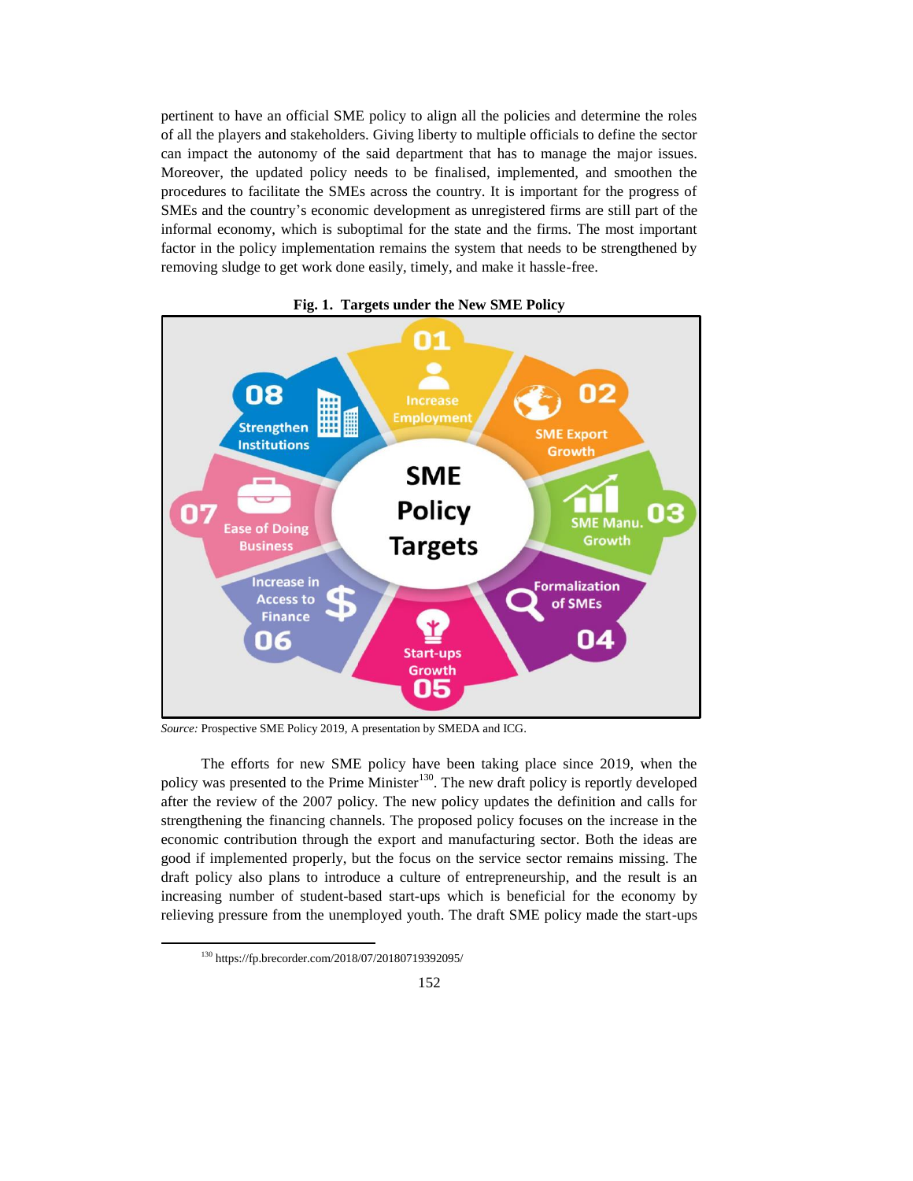pertinent to have an official SME policy to align all the policies and determine the roles of all the players and stakeholders. Giving liberty to multiple officials to define the sector can impact the autonomy of the said department that has to manage the major issues. Moreover, the updated policy needs to be finalised, implemented, and smoothen the procedures to facilitate the SMEs across the country. It is important for the progress of SMEs and the country's economic development as unregistered firms are still part of the informal economy, which is suboptimal for the state and the firms. The most important factor in the policy implementation remains the system that needs to be strengthened by removing sludge to get work done easily, timely, and make it hassle-free.

**Fig. 1. Targets under the New SME Policy**

*Source:* Prospective SME Policy 2019, A presentation by SMEDA and ICG.

The efforts for new SME policy have been taking place since 2019, when the policy was presented to the Prime Minister[130]. The new draft policy is reportedly developed after the review of the 2007 policy. The new policy updates the definition and calls for strengthening the financing channels. The proposed policy focuses on the increase in the economic contribution through the export and manufacturing sector. Both the ideas are good if implemented properly, but the focus on the service sector remains missing. The draft policy also plans to introduce a culture of entrepreneurship, and the result is an increasing number of student-based start-ups which is beneficial for the economy by relieving pressure from the unemployed youth. The draft SME policy made the start-ups

[130] https://fp.brecorder.com/2018/07/20180719392095/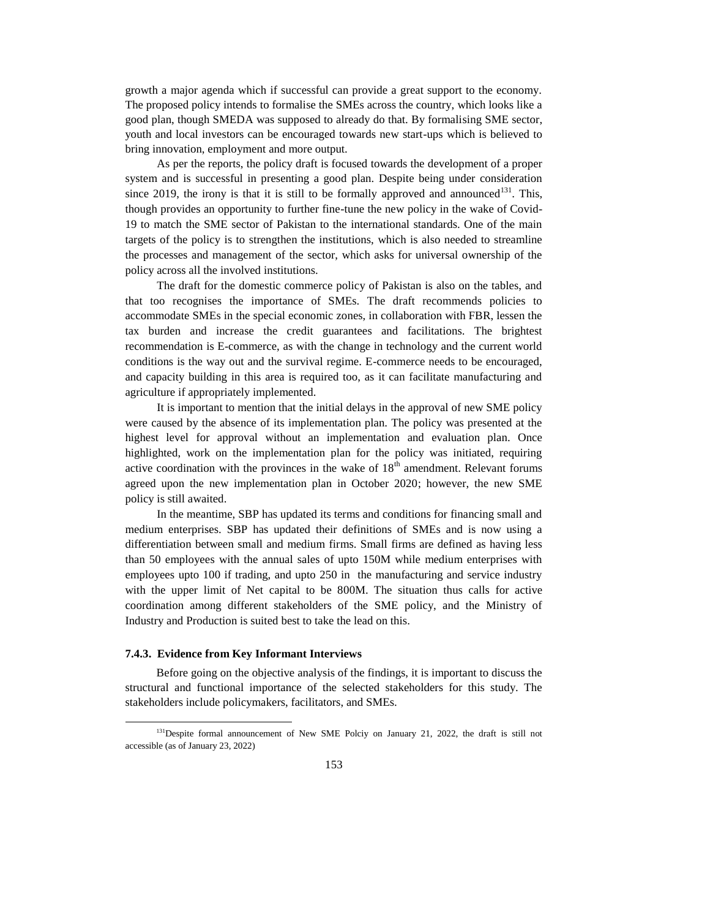growth a major agenda which if successful can provide a great support to the economy. The proposed policy intends to formalise the SMEs across the country, which looks like a good plan, though SMEDA was supposed to already do that. By formalising SME sector, youth and local investors can be encouraged towards new start-ups which is believed to bring innovation, employment and more output.

As per the reports, the policy draft is focused towards the development of a proper system and is successful in presenting a good plan. Despite being under consideration since 2019, the irony is that it is still to be formally approved and announced[131]. This, though provides an opportunity to further fine-tune the new policy in the wake of Covid-19 to match the SME sector of Pakistan to the international standards. One of the main targets of the policy is to strengthen the institutions, which is also needed to streamline the processes and management of the sector, which asks for universal ownership of the policy across all the involved institutions.

The draft for the domestic commerce policy of Pakistan is also on the tables, and that too recognises the importance of SMEs. The draft recommends policies to accommodate SMEs in the special economic zones, in collaboration with FBR, lessen the tax burden and increase the credit guarantees and facilitations. The brightest recommendation is E-commerce, as with the change in technology and the current world conditions is the way out and the survival regime. E-commerce needs to be encouraged, and capacity building in this area is required too, as it can facilitate manufacturing and agriculture if appropriately implemented.

It is important to mention that the initial delays in the approval of new SME policy were caused by the absence of its implementation plan. The policy was presented at the highest level for approval without an implementation and evaluation plan. Once highlighted, work on the implementation plan for the policy was initiated, requiring active coordination with the provinces in the wake of 18th amendment. Relevant forums agreed upon the new implementation plan in October 2020; however, the new SME policy is still awaited.

In the meantime, SBP has updated its terms and conditions for financing small and medium enterprises. SBP has updated their definitions of SMEs and is now using a differentiation between small and medium firms. Small firms are defined as having less than 50 employees with the annual sales of upto 150M while medium enterprises with employees upto 100 if trading, and upto 250 in the manufacturing and service industry with the upper limit of Net capital to be 800M. The situation thus calls for active coordination among different stakeholders of the SME policy, and the Ministry of Industry and Production is suited best to take the lead on this.

### 7.4.3. Evidence from Key Informant Interviews

Before going on the objective analysis of the findings, it is important to discuss the structural and functional importance of the selected stakeholders for this study. The stakeholders include policymakers, facilitators, and SMEs.

---

[131] Despite formal announcement of New SME Polciy on January 21, 2022, the draft is still not accessible (as of January 23, 2022)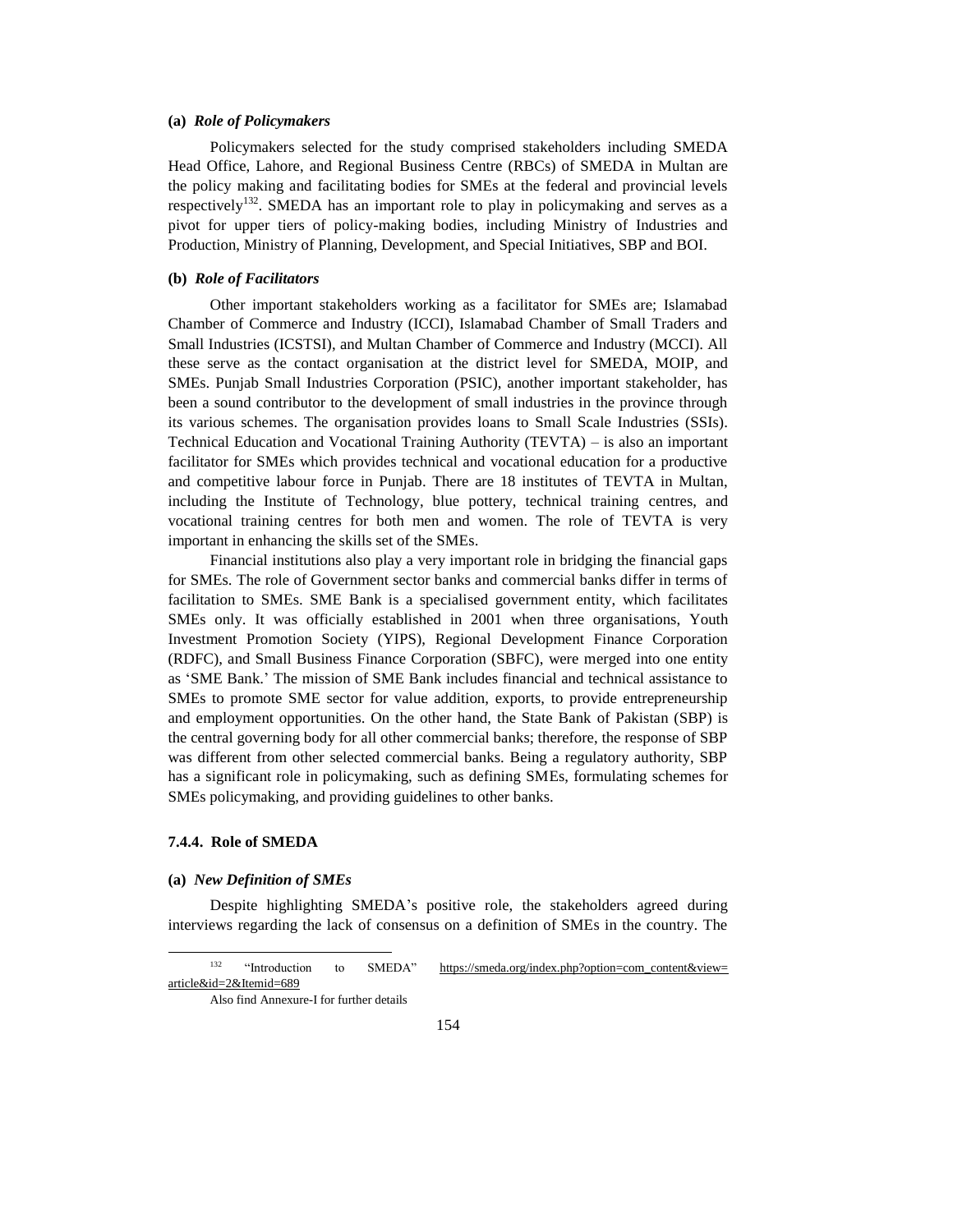**(a)** ***Role of Policymakers***

Policymakers selected for the study comprised stakeholders including SMEDA Head Office, Lahore, and Regional Business Centre (RBCs) of SMEDA in Multan are the policy making and facilitating bodies for SMEs at the federal and provincial levels respectively[132]. SMEDA has an important role to play in policymaking and serves as a pivot for upper tiers of policy-making bodies, including Ministry of Industries and Production, Ministry of Planning, Development, and Special Initiatives, SBP and BOI.

**(b)** ***Role of Facilitators***

Other important stakeholders working as a facilitator for SMEs are; Islamabad Chamber of Commerce and Industry (ICCI), Islamabad Chamber of Small Traders and Small Industries (ICSTSI), and Multan Chamber of Commerce and Industry (MCCI). All these serve as the contact organisation at the district level for SMEDA, MOIP, and SMEs. Punjab Small Industries Corporation (PSIC), another important stakeholder, has been a sound contributor to the development of small industries in the province through its various schemes. The organisation provides loans to Small Scale Industries (SSIs). Technical Education and Vocational Training Authority (TEVTA) – is also an important facilitator for SMEs which provides technical and vocational education for a productive and competitive labour force in Punjab. There are 18 institutes of TEVTA in Multan, including the Institute of Technology, blue pottery, technical training centres, and vocational training centres for both men and women. The role of TEVTA is very important in enhancing the skills set of the SMEs.

Financial institutions also play a very important role in bridging the financial gaps for SMEs. The role of Government sector banks and commercial banks differ in terms of facilitation to SMEs. SME Bank is a specialised government entity, which facilitates SMEs only. It was officially established in 2001 when three organisations, Youth Investment Promotion Society (YIPS), Regional Development Finance Corporation (RDFC), and Small Business Finance Corporation (SBFC), were merged into one entity as 'SME Bank.' The mission of SME Bank includes financial and technical assistance to SMEs to promote SME sector for value addition, exports, to provide entrepreneurship and employment opportunities. On the other hand, the State Bank of Pakistan (SBP) is the central governing body for all other commercial banks; therefore, the response of SBP was different from other selected commercial banks. Being a regulatory authority, SBP has a significant role in policymaking, such as defining SMEs, formulating schemes for SMEs policymaking, and providing guidelines to other banks.

### 7.4.4. Role of SMEDA

**(a)** ***New Definition of SMEs***

Despite highlighting SMEDA's positive role, the stakeholders agreed during interviews regarding the lack of consensus on a definition of SMEs in the country. The

---

[132] "Introduction to SMEDA" https://smeda.org/index.php?option=com_content&view=article&id=2&Itemid=689

Also find Annexure-I for further details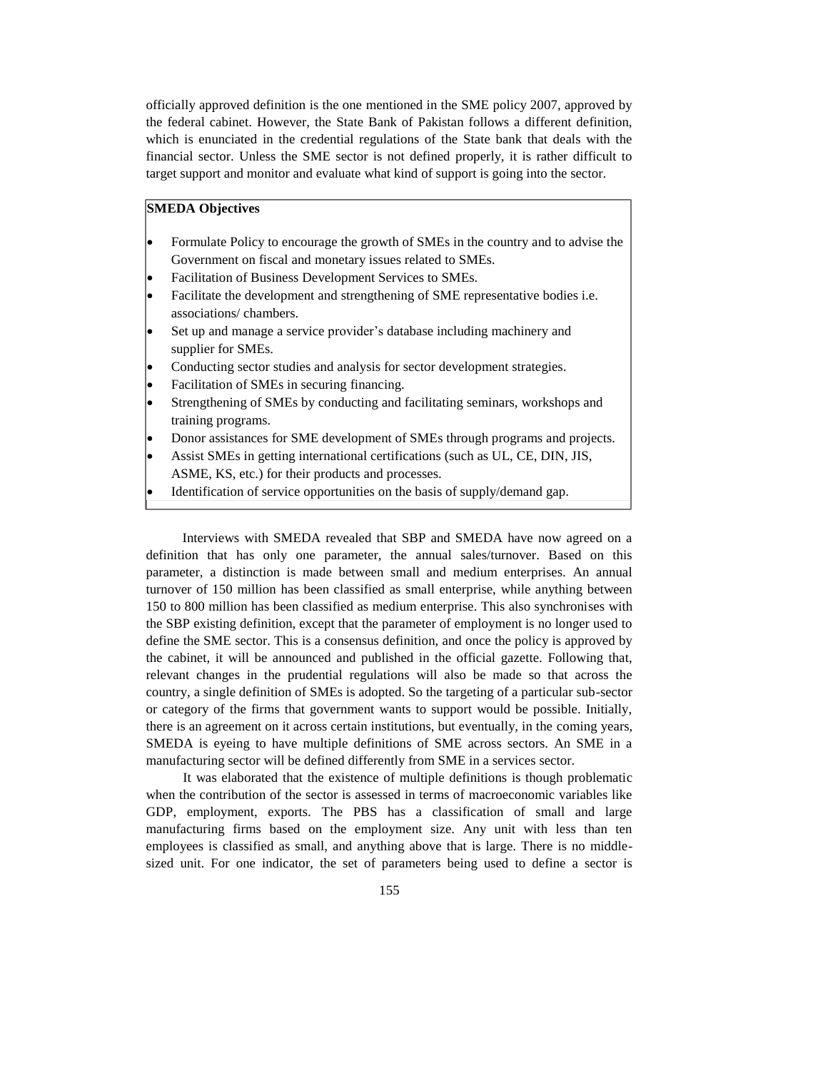officially approved definition is the one mentioned in the SME policy 2007, approved by the federal cabinet. However, the State Bank of Pakistan follows a different definition, which is enunciated in the credential regulations of the State bank that deals with the financial sector. Unless the SME sector is not defined properly, it is rather difficult to target support and monitor and evaluate what kind of support is going into the sector.

**SMEDA Objectives**

- Formulate Policy to encourage the growth of SMEs in the country and to advise the Government on fiscal and monetary issues related to SMEs.
- Facilitation of Business Development Services to SMEs.
- Facilitate the development and strengthening of SME representative bodies i.e. associations/ chambers.
- Set up and manage a service provider's database including machinery and supplier for SMEs.
- Conducting sector studies and analysis for sector development strategies.
- Facilitation of SMEs in securing financing.
- Strengthening of SMEs by conducting and facilitating seminars, workshops and training programs.
- Donor assistances for SME development of SMEs through programs and projects.
- Assist SMEs in getting international certifications (such as UL, CE, DIN, JIS, ASME, KS, etc.) for their products and processes.
- Identification of service opportunities on the basis of supply/demand gap.

Interviews with SMEDA revealed that SBP and SMEDA have now agreed on a definition that has only one parameter, the annual sales/turnover. Based on this parameter, a distinction is made between small and medium enterprises. An annual turnover of 150 million has been classified as small enterprise, while anything between 150 to 800 million has been classified as medium enterprise. This also synchronises with the SBP existing definition, except that the parameter of employment is no longer used to define the SME sector. This is a consensus definition, and once the policy is approved by the cabinet, it will be announced and published in the official gazette. Following that, relevant changes in the prudential regulations will also be made so that across the country, a single definition of SMEs is adopted. So the targeting of a particular sub-sector or category of the firms that government wants to support would be possible. Initially, there is an agreement on it across certain institutions, but eventually, in the coming years, SMEDA is eyeing to have multiple definitions of SME across sectors. An SME in a manufacturing sector will be defined differently from SME in a services sector.

It was elaborated that the existence of multiple definitions is though problematic when the contribution of the sector is assessed in terms of macroeconomic variables like GDP, employment, exports. The PBS has a classification of small and large manufacturing firms based on the employment size. Any unit with less than ten employees is classified as small, and anything above that is large. There is no middle-sized unit. For one indicator, the set of parameters being used to define a sector is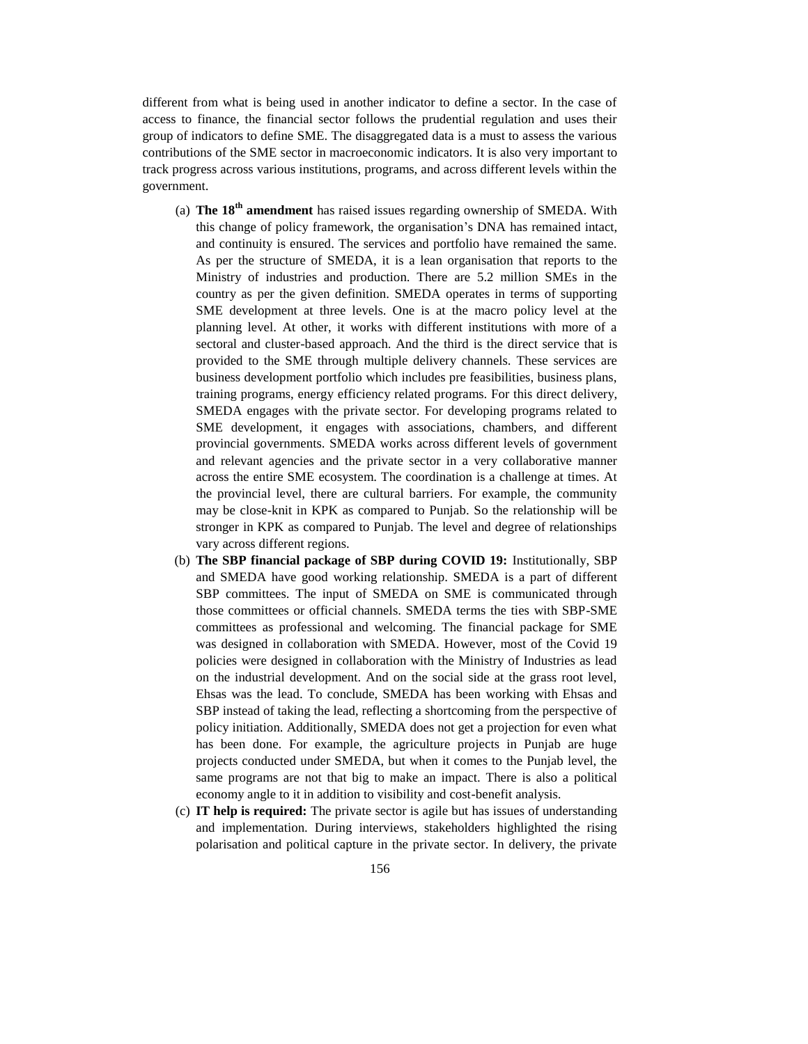different from what is being used in another indicator to define a sector. In the case of access to finance, the financial sector follows the prudential regulation and uses their group of indicators to define SME. The disaggregated data is a must to assess the various contributions of the SME sector in macroeconomic indicators. It is also very important to track progress across various institutions, programs, and across different levels within the government.

(a) **The 18th amendment** has raised issues regarding ownership of SMEDA. With this change of policy framework, the organisation's DNA has remained intact, and continuity is ensured. The services and portfolio have remained the same. As per the structure of SMEDA, it is a lean organisation that reports to the Ministry of industries and production. There are 5.2 million SMEs in the country as per the given definition. SMEDA operates in terms of supporting SME development at three levels. One is at the macro policy level at the planning level. At other, it works with different institutions with more of a sectoral and cluster-based approach. And the third is the direct service that is provided to the SME through multiple delivery channels. These services are business development portfolio which includes pre feasibilities, business plans, training programs, energy efficiency related programs. For this direct delivery, SMEDA engages with the private sector. For developing programs related to SME development, it engages with associations, chambers, and different provincial governments. SMEDA works across different levels of government and relevant agencies and the private sector in a very collaborative manner across the entire SME ecosystem. The coordination is a challenge at times. At the provincial level, there are cultural barriers. For example, the community may be close-knit in KPK as compared to Punjab. So the relationship will be stronger in KPK as compared to Punjab. The level and degree of relationships vary across different regions.

(b) **The SBP financial package of SBP during COVID 19:** Institutionally, SBP and SMEDA have good working relationship. SMEDA is a part of different SBP committees. The input of SMEDA on SME is communicated through those committees or official channels. SMEDA terms the ties with SBP-SME committees as professional and welcoming. The financial package for SME was designed in collaboration with SMEDA. However, most of the Covid 19 policies were designed in collaboration with the Ministry of Industries as lead on the industrial development. And on the social side at the grass root level, Ehsas was the lead. To conclude, SMEDA has been working with Ehsas and SBP instead of taking the lead, reflecting a shortcoming from the perspective of policy initiation. Additionally, SMEDA does not get a projection for even what has been done. For example, the agriculture projects in Punjab are huge projects conducted under SMEDA, but when it comes to the Punjab level, the same programs are not that big to make an impact. There is also a political economy angle to it in addition to visibility and cost-benefit analysis.

(c) **IT help is required:** The private sector is agile but has issues of understanding and implementation. During interviews, stakeholders highlighted the rising polarisation and political capture in the private sector. In delivery, the private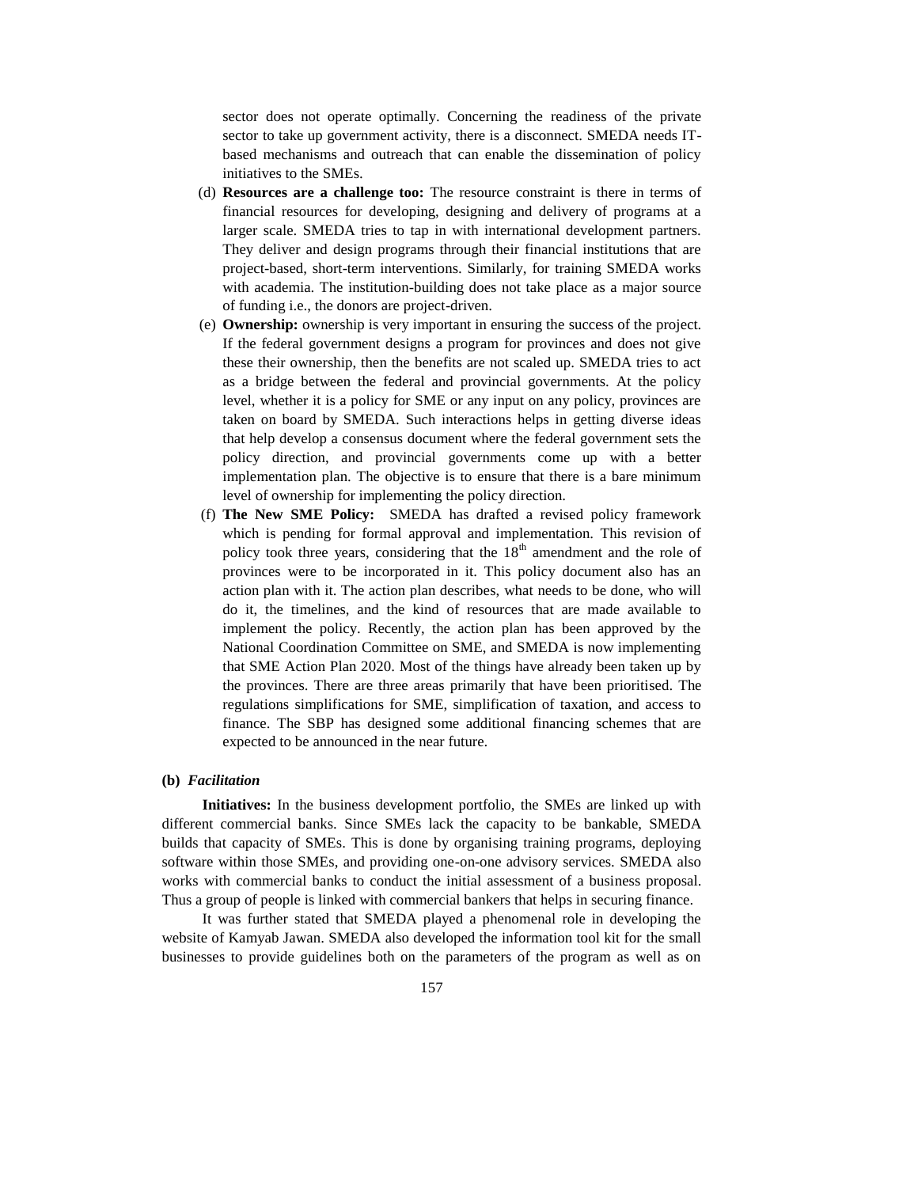sector does not operate optimally. Concerning the readiness of the private sector to take up government activity, there is a disconnect. SMEDA needs IT-based mechanisms and outreach that can enable the dissemination of policy initiatives to the SMEs.

(d) **Resources are a challenge too:** The resource constraint is there in terms of financial resources for developing, designing and delivery of programs at a larger scale. SMEDA tries to tap in with international development partners. They deliver and design programs through their financial institutions that are project-based, short-term interventions. Similarly, for training SMEDA works with academia. The institution-building does not take place as a major source of funding i.e., the donors are project-driven.

(e) **Ownership:** ownership is very important in ensuring the success of the project. If the federal government designs a program for provinces and does not give these their ownership, then the benefits are not scaled up. SMEDA tries to act as a bridge between the federal and provincial governments. At the policy level, whether it is a policy for SME or any input on any policy, provinces are taken on board by SMEDA. Such interactions helps in getting diverse ideas that help develop a consensus document where the federal government sets the policy direction, and provincial governments come up with a better implementation plan. The objective is to ensure that there is a bare minimum level of ownership for implementing the policy direction.

(f) **The New SME Policy:** SMEDA has drafted a revised policy framework which is pending for formal approval and implementation. This revision of policy took three years, considering that the 18th amendment and the role of provinces were to be incorporated in it. This policy document also has an action plan with it. The action plan describes, what needs to be done, who will do it, the timelines, and the kind of resources that are made available to implement the policy. Recently, the action plan has been approved by the National Coordination Committee on SME, and SMEDA is now implementing that SME Action Plan 2020. Most of the things have already been taken up by the provinces. There are three areas primarily that have been prioritised. The regulations simplifications for SME, simplification of taxation, and access to finance. The SBP has designed some additional financing schemes that are expected to be announced in the near future.

**(b)** ***Facilitation***

**Initiatives:** In the business development portfolio, the SMEs are linked up with different commercial banks. Since SMEs lack the capacity to be bankable, SMEDA builds that capacity of SMEs. This is done by organising training programs, deploying software within those SMEs, and providing one-on-one advisory services. SMEDA also works with commercial banks to conduct the initial assessment of a business proposal. Thus a group of people is linked with commercial bankers that helps in securing finance.

It was further stated that SMEDA played a phenomenal role in developing the website of Kamyab Jawan. SMEDA also developed the information tool kit for the small businesses to provide guidelines both on the parameters of the program as well as on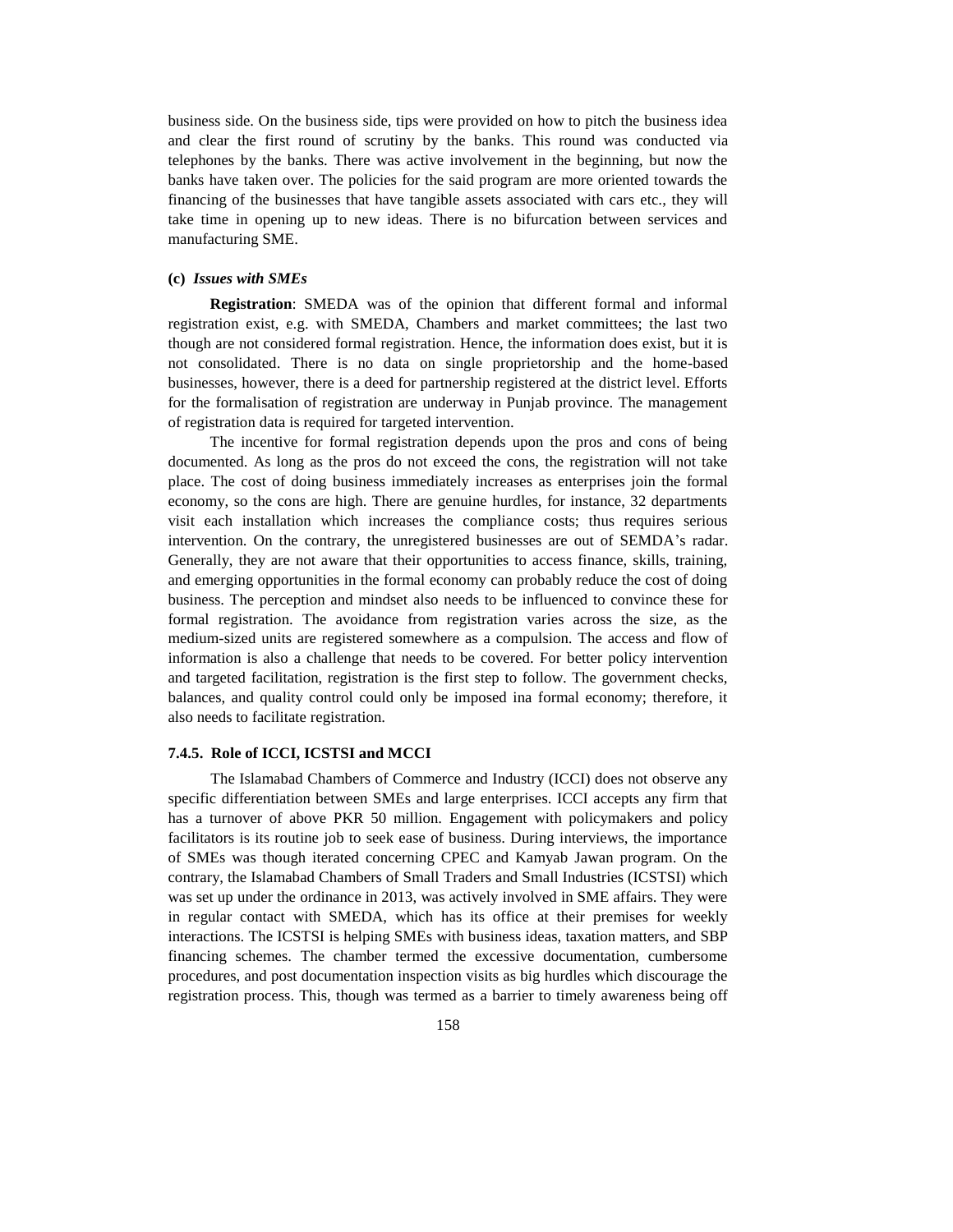business side. On the business side, tips were provided on how to pitch the business idea and clear the first round of scrutiny by the banks. This round was conducted via telephones by the banks. There was active involvement in the beginning, but now the banks have taken over. The policies for the said program are more oriented towards the financing of the businesses that have tangible assets associated with cars etc., they will take time in opening up to new ideas. There is no bifurcation between services and manufacturing SME.

#### (c) *Issues with SMEs*

**Registration**: SMEDA was of the opinion that different formal and informal registration exist, e.g. with SMEDA, Chambers and market committees; the last two though are not considered formal registration. Hence, the information does exist, but it is not consolidated. There is no data on single proprietorship and the home-based businesses, however, there is a deed for partnership registered at the district level. Efforts for the formalisation of registration are underway in Punjab province. The management of registration data is required for targeted intervention.

The incentive for formal registration depends upon the pros and cons of being documented. As long as the pros do not exceed the cons, the registration will not take place. The cost of doing business immediately increases as enterprises join the formal economy, so the cons are high. There are genuine hurdles, for instance, 32 departments visit each installation which increases the compliance costs; thus requires serious intervention. On the contrary, the unregistered businesses are out of SEMDA's radar. Generally, they are not aware that their opportunities to access finance, skills, training, and emerging opportunities in the formal economy can probably reduce the cost of doing business. The perception and mindset also needs to be influenced to convince these for formal registration. The avoidance from registration varies across the size, as the medium-sized units are registered somewhere as a compulsion. The access and flow of information is also a challenge that needs to be covered. For better policy intervention and targeted facilitation, registration is the first step to follow. The government checks, balances, and quality control could only be imposed ina formal economy; therefore, it also needs to facilitate registration.

### 7.4.5. Role of ICCI, ICSTSI and MCCI

The Islamabad Chambers of Commerce and Industry (ICCI) does not observe any specific differentiation between SMEs and large enterprises. ICCI accepts any firm that has a turnover of above PKR 50 million. Engagement with policymakers and policy facilitators is its routine job to seek ease of business. During interviews, the importance of SMEs was though iterated concerning CPEC and Kamyab Jawan program. On the contrary, the Islamabad Chambers of Small Traders and Small Industries (ICSTSI) which was set up under the ordinance in 2013, was actively involved in SME affairs. They were in regular contact with SMEDA, which has its office at their premises for weekly interactions. The ICSTSI is helping SMEs with business ideas, taxation matters, and SBP financing schemes. The chamber termed the excessive documentation, cumbersome procedures, and post documentation inspection visits as big hurdles which discourage the registration process. This, though was termed as a barrier to timely awareness being off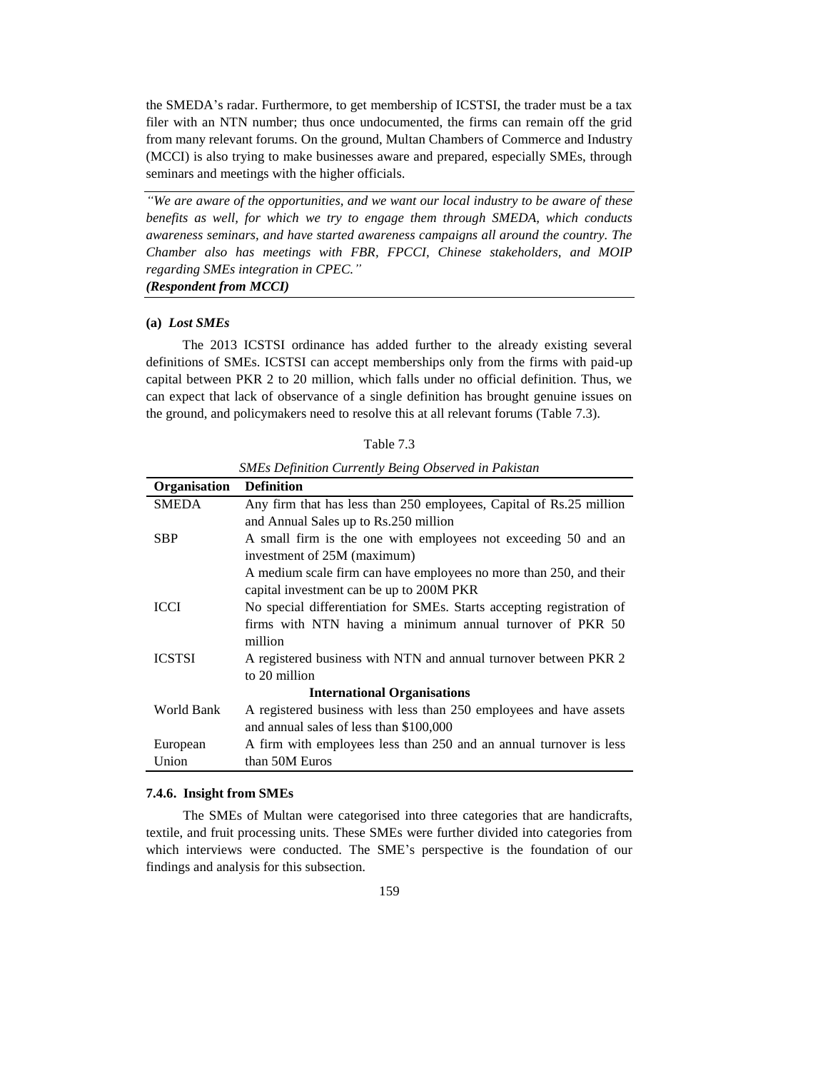the SMEDA's radar. Furthermore, to get membership of ICSTSI, the trader must be a tax filer with an NTN number; thus once undocumented, the firms can remain off the grid from many relevant forums. On the ground, Multan Chambers of Commerce and Industry (MCCI) is also trying to make businesses aware and prepared, especially SMEs, through seminars and meetings with the higher officials.

> *"We are aware of the opportunities, and we want our local industry to be aware of these benefits as well, for which we try to engage them through SMEDA, which conducts awareness seminars, and have started awareness campaigns all around the country. The Chamber also has meetings with FBR, FPCCI, Chinese stakeholders, and MOIP regarding SMEs integration in CPEC."*
>
> ***(Respondent from MCCI)***

**(a)** ***Lost SMEs***

The 2013 ICSTSI ordinance has added further to the already existing several definitions of SMEs. ICSTSI can accept memberships only from the firms with paid-up capital between PKR 2 to 20 million, which falls under no official definition. Thus, we can expect that lack of observance of a single definition has brought genuine issues on the ground, and policymakers need to resolve this at all relevant forums (Table 7.3).

Table 7.3

*SMEs Definition Currently Being Observed in Pakistan*

| Organisation | Definition |
|---|---|
| SMEDA | Any firm that has less than 250 employees, Capital of Rs.25 million and Annual Sales up to Rs.250 million |
| SBP | A small firm is the one with employees not exceeding 50 and an investment of 25M (maximum) |
| | A medium scale firm can have employees no more than 250, and their capital investment can be up to 200M PKR |
| ICCI | No special differentiation for SMEs. Starts accepting registration of firms with NTN having a minimum annual turnover of PKR 50 million |
| ICSTSI | A registered business with NTN and annual turnover between PKR 2 to 20 million |
| **International Organisations** | |
| World Bank | A registered business with less than 250 employees and have assets and annual sales of less than $100,000 |
| European Union | A firm with employees less than 250 and an annual turnover is less than 50M Euros |

### 7.4.6. Insight from SMEs

The SMEs of Multan were categorised into three categories that are handicrafts, textile, and fruit processing units. These SMEs were further divided into categories from which interviews were conducted. The SME's perspective is the foundation of our findings and analysis for this subsection.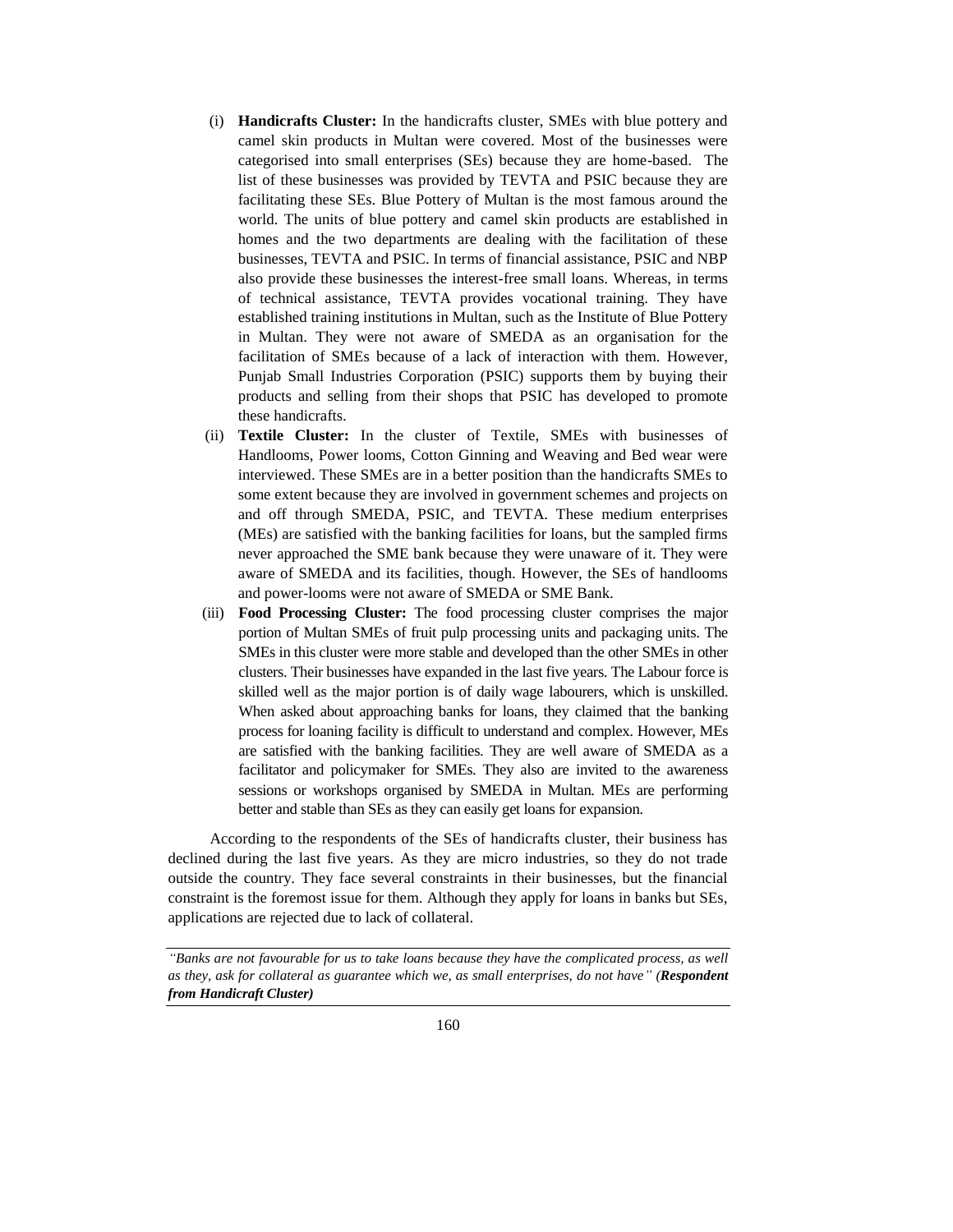(i) **Handicrafts Cluster:** In the handicrafts cluster, SMEs with blue pottery and camel skin products in Multan were covered. Most of the businesses were categorised into small enterprises (SEs) because they are home-based. The list of these businesses was provided by TEVTA and PSIC because they are facilitating these SEs. Blue Pottery of Multan is the most famous around the world. The units of blue pottery and camel skin products are established in homes and the two departments are dealing with the facilitation of these businesses, TEVTA and PSIC. In terms of financial assistance, PSIC and NBP also provide these businesses the interest-free small loans. Whereas, in terms of technical assistance, TEVTA provides vocational training. They have established training institutions in Multan, such as the Institute of Blue Pottery in Multan. They were not aware of SMEDA as an organisation for the facilitation of SMEs because of a lack of interaction with them. However, Punjab Small Industries Corporation (PSIC) supports them by buying their products and selling from their shops that PSIC has developed to promote these handicrafts.

(ii) **Textile Cluster:** In the cluster of Textile, SMEs with businesses of Handlooms, Power looms, Cotton Ginning and Weaving and Bed wear were interviewed. These SMEs are in a better position than the handicrafts SMEs to some extent because they are involved in government schemes and projects on and off through SMEDA, PSIC, and TEVTA. These medium enterprises (MEs) are satisfied with the banking facilities for loans, but the sampled firms never approached the SME bank because they were unaware of it. They were aware of SMEDA and its facilities, though. However, the SEs of handlooms and power-looms were not aware of SMEDA or SME Bank.

(iii) **Food Processing Cluster:** The food processing cluster comprises the major portion of Multan SMEs of fruit pulp processing units and packaging units. The SMEs in this cluster were more stable and developed than the other SMEs in other clusters. Their businesses have expanded in the last five years. The Labour force is skilled well as the major portion is of daily wage labourers, which is unskilled. When asked about approaching banks for loans, they claimed that the banking process for loaning facility is difficult to understand and complex. However, MEs are satisfied with the banking facilities. They are well aware of SMEDA as a facilitator and policymaker for SMEs. They also are invited to the awareness sessions or workshops organised by SMEDA in Multan. MEs are performing better and stable than SEs as they can easily get loans for expansion.

According to the respondents of the SEs of handicrafts cluster, their business has declined during the last five years. As they are micro industries, so they do not trade outside the country. They face several constraints in their businesses, but the financial constraint is the foremost issue for them. Although they apply for loans in banks but SEs, applications are rejected due to lack of collateral.

---

*"Banks are not favourable for us to take loans because they have the complicated process, as well as they, ask for collateral as guarantee which we, as small enterprises, do not have" (**Respondent from Handicraft Cluster)***

---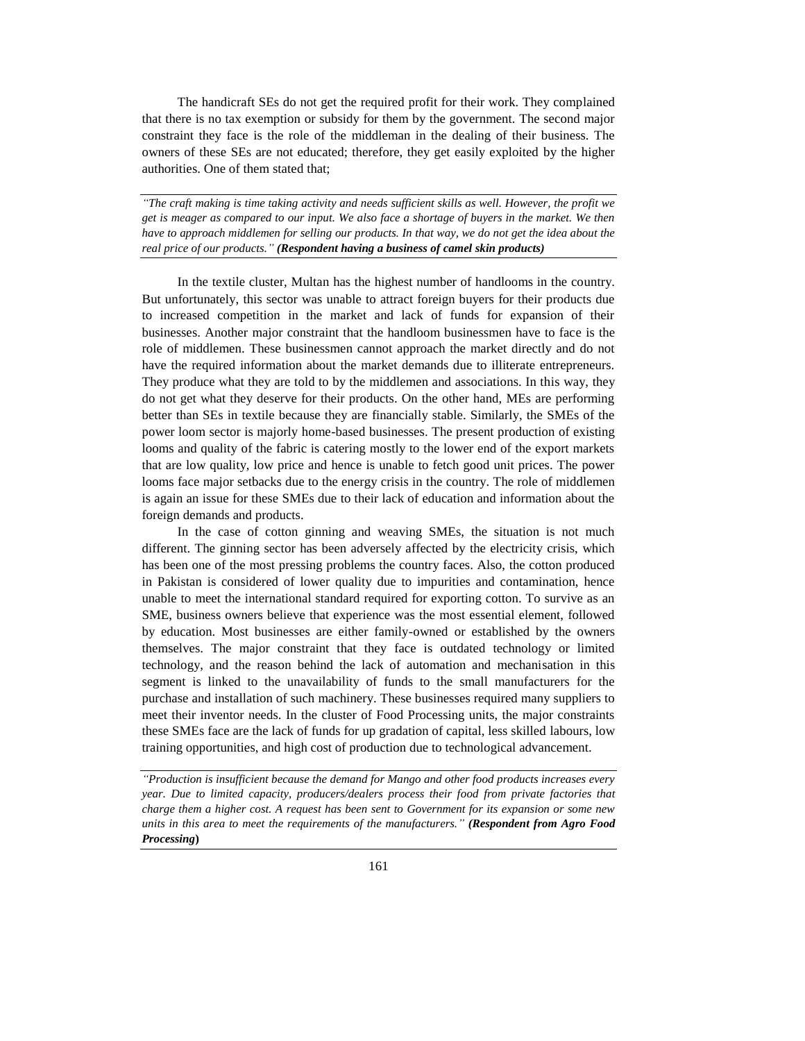The handicraft SEs do not get the required profit for their work. They complained that there is no tax exemption or subsidy for them by the government. The second major constraint they face is the role of the middleman in the dealing of their business. The owners of these SEs are not educated; therefore, they get easily exploited by the higher authorities. One of them stated that;

---

*"The craft making is time taking activity and needs sufficient skills as well. However, the profit we get is meager as compared to our input. We also face a shortage of buyers in the market. We then have to approach middlemen for selling our products. In that way, we do not get the idea about the real price of our products."* ***(Respondent having a business of camel skin products)***

---

In the textile cluster, Multan has the highest number of handlooms in the country. But unfortunately, this sector was unable to attract foreign buyers for their products due to increased competition in the market and lack of funds for expansion of their businesses. Another major constraint that the handloom businessmen have to face is the role of middlemen. These businessmen cannot approach the market directly and do not have the required information about the market demands due to illiterate entrepreneurs. They produce what they are told to by the middlemen and associations. In this way, they do not get what they deserve for their products. On the other hand, MEs are performing better than SEs in textile because they are financially stable. Similarly, the SMEs of the power loom sector is majorly home-based businesses. The present production of existing looms and quality of the fabric is catering mostly to the lower end of the export markets that are low quality, low price and hence is unable to fetch good unit prices. The power looms face major setbacks due to the energy crisis in the country. The role of middlemen is again an issue for these SMEs due to their lack of education and information about the foreign demands and products.

In the case of cotton ginning and weaving SMEs, the situation is not much different. The ginning sector has been adversely affected by the electricity crisis, which has been one of the most pressing problems the country faces. Also, the cotton produced in Pakistan is considered of lower quality due to impurities and contamination, hence unable to meet the international standard required for exporting cotton. To survive as an SME, business owners believe that experience was the most essential element, followed by education. Most businesses are either family-owned or established by the owners themselves. The major constraint that they face is outdated technology or limited technology, and the reason behind the lack of automation and mechanisation in this segment is linked to the unavailability of funds to the small manufacturers for the purchase and installation of such machinery. These businesses required many suppliers to meet their inventor needs. In the cluster of Food Processing units, the major constraints these SMEs face are the lack of funds for up gradation of capital, less skilled labours, low training opportunities, and high cost of production due to technological advancement.

---

*"Production is insufficient because the demand for Mango and other food products increases every year. Due to limited capacity, producers/dealers process their food from private factories that charge them a higher cost. A request has been sent to Government for its expansion or some new units in this area to meet the requirements of the manufacturers."* ***(Respondent from Agro Food Processing)***

---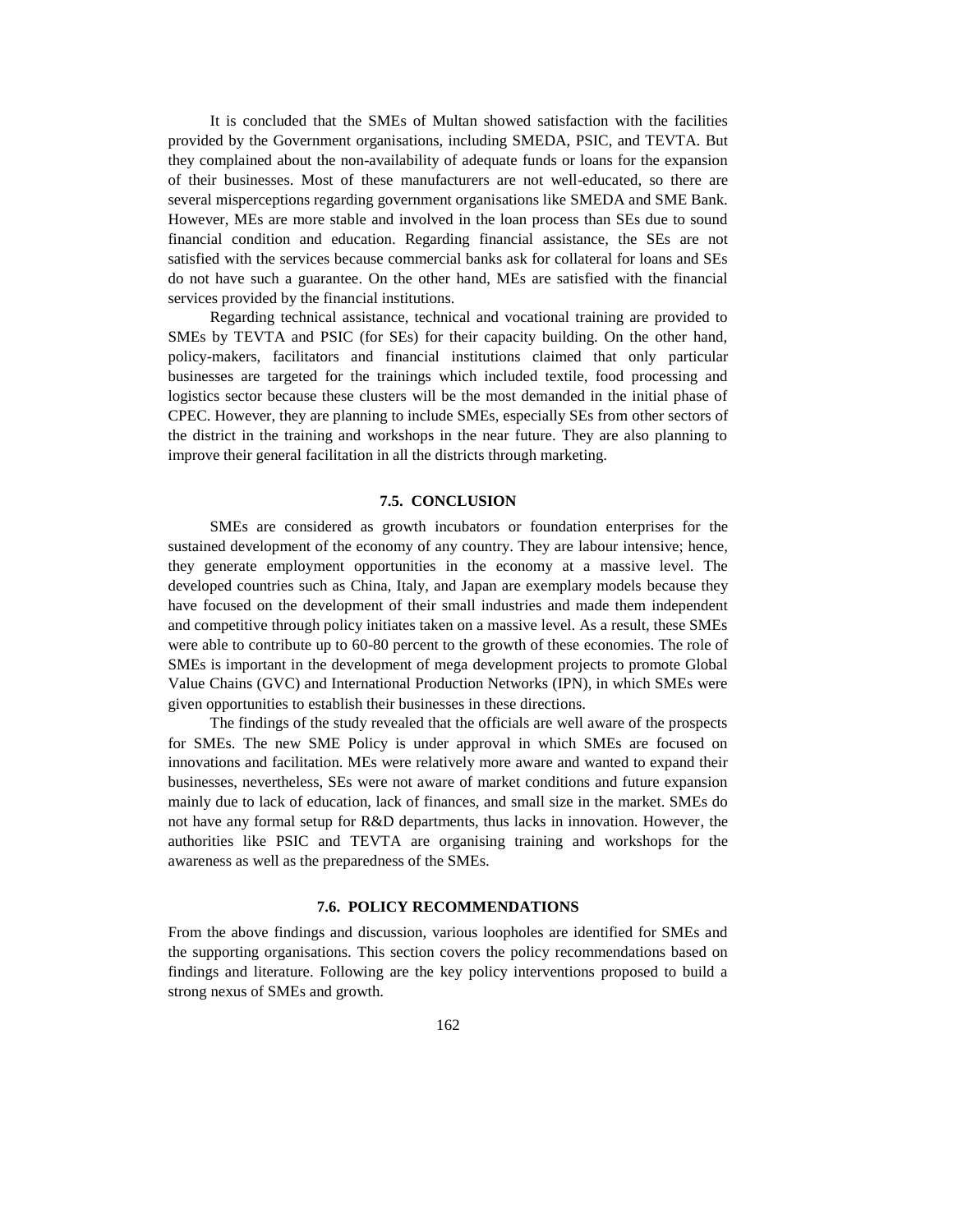It is concluded that the SMEs of Multan showed satisfaction with the facilities provided by the Government organisations, including SMEDA, PSIC, and TEVTA. But they complained about the non-availability of adequate funds or loans for the expansion of their businesses. Most of these manufacturers are not well-educated, so there are several misperceptions regarding government organisations like SMEDA and SME Bank. However, MEs are more stable and involved in the loan process than SEs due to sound financial condition and education. Regarding financial assistance, the SEs are not satisfied with the services because commercial banks ask for collateral for loans and SEs do not have such a guarantee. On the other hand, MEs are satisfied with the financial services provided by the financial institutions.

Regarding technical assistance, technical and vocational training are provided to SMEs by TEVTA and PSIC (for SEs) for their capacity building. On the other hand, policy-makers, facilitators and financial institutions claimed that only particular businesses are targeted for the trainings which included textile, food processing and logistics sector because these clusters will be the most demanded in the initial phase of CPEC. However, they are planning to include SMEs, especially SEs from other sectors of the district in the training and workshops in the near future. They are also planning to improve their general facilitation in all the districts through marketing.

## 7.5. CONCLUSION

SMEs are considered as growth incubators or foundation enterprises for the sustained development of the economy of any country. They are labour intensive; hence, they generate employment opportunities in the economy at a massive level. The developed countries such as China, Italy, and Japan are exemplary models because they have focused on the development of their small industries and made them independent and competitive through policy initiates taken on a massive level. As a result, these SMEs were able to contribute up to 60-80 percent to the growth of these economies. The role of SMEs is important in the development of mega development projects to promote Global Value Chains (GVC) and International Production Networks (IPN), in which SMEs were given opportunities to establish their businesses in these directions.

The findings of the study revealed that the officials are well aware of the prospects for SMEs. The new SME Policy is under approval in which SMEs are focused on innovations and facilitation. MEs were relatively more aware and wanted to expand their businesses, nevertheless, SEs were not aware of market conditions and future expansion mainly due to lack of education, lack of finances, and small size in the market. SMEs do not have any formal setup for R&D departments, thus lacks in innovation. However, the authorities like PSIC and TEVTA are organising training and workshops for the awareness as well as the preparedness of the SMEs.

## 7.6. POLICY RECOMMENDATIONS

From the above findings and discussion, various loopholes are identified for SMEs and the supporting organisations. This section covers the policy recommendations based on findings and literature. Following are the key policy interventions proposed to build a strong nexus of SMEs and growth.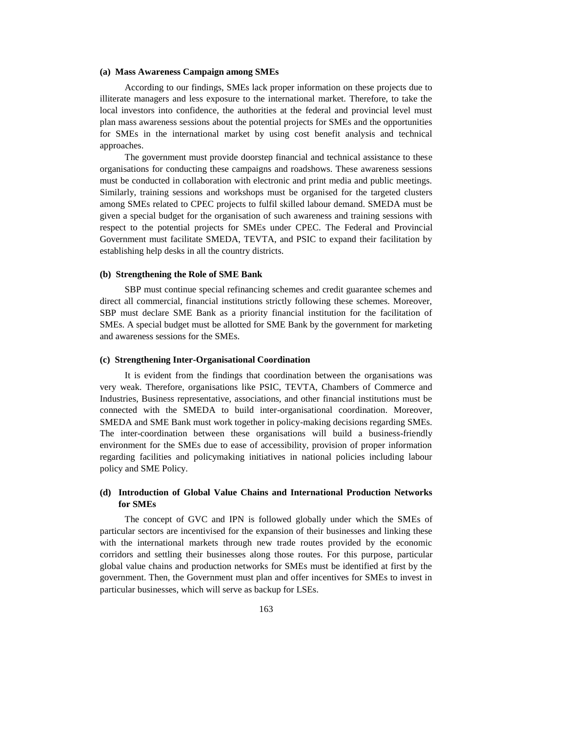#### (a) Mass Awareness Campaign among SMEs

According to our findings, SMEs lack proper information on these projects due to illiterate managers and less exposure to the international market. Therefore, to take the local investors into confidence, the authorities at the federal and provincial level must plan mass awareness sessions about the potential projects for SMEs and the opportunities for SMEs in the international market by using cost benefit analysis and technical approaches.

The government must provide doorstep financial and technical assistance to these organisations for conducting these campaigns and roadshows. These awareness sessions must be conducted in collaboration with electronic and print media and public meetings. Similarly, training sessions and workshops must be organised for the targeted clusters among SMEs related to CPEC projects to fulfil skilled labour demand. SMEDA must be given a special budget for the organisation of such awareness and training sessions with respect to the potential projects for SMEs under CPEC. The Federal and Provincial Government must facilitate SMEDA, TEVTA, and PSIC to expand their facilitation by establishing help desks in all the country districts.

#### (b) Strengthening the Role of SME Bank

SBP must continue special refinancing schemes and credit guarantee schemes and direct all commercial, financial institutions strictly following these schemes. Moreover, SBP must declare SME Bank as a priority financial institution for the facilitation of SMEs. A special budget must be allotted for SME Bank by the government for marketing and awareness sessions for the SMEs.

#### (c) Strengthening Inter-Organisational Coordination

It is evident from the findings that coordination between the organisations was very weak. Therefore, organisations like PSIC, TEVTA, Chambers of Commerce and Industries, Business representative, associations, and other financial institutions must be connected with the SMEDA to build inter-organisational coordination. Moreover, SMEDA and SME Bank must work together in policy-making decisions regarding SMEs. The inter-coordination between these organisations will build a business-friendly environment for the SMEs due to ease of accessibility, provision of proper information regarding facilities and policymaking initiatives in national policies including labour policy and SME Policy.

#### (d) Introduction of Global Value Chains and International Production Networks for SMEs

The concept of GVC and IPN is followed globally under which the SMEs of particular sectors are incentivised for the expansion of their businesses and linking these with the international markets through new trade routes provided by the economic corridors and settling their businesses along those routes. For this purpose, particular global value chains and production networks for SMEs must be identified at first by the government. Then, the Government must plan and offer incentives for SMEs to invest in particular businesses, which will serve as backup for LSEs.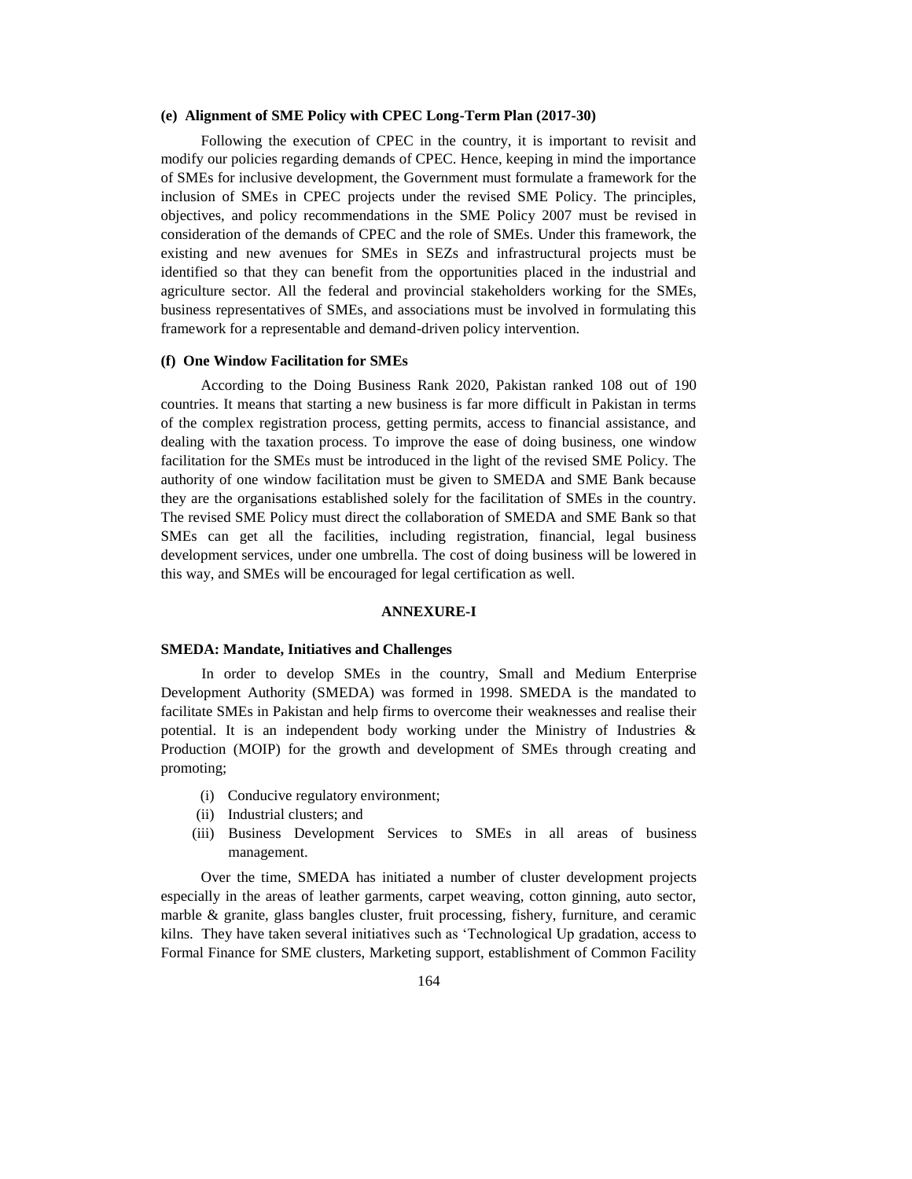#### (e) Alignment of SME Policy with CPEC Long-Term Plan (2017-30)

Following the execution of CPEC in the country, it is important to revisit and modify our policies regarding demands of CPEC. Hence, keeping in mind the importance of SMEs for inclusive development, the Government must formulate a framework for the inclusion of SMEs in CPEC projects under the revised SME Policy. The principles, objectives, and policy recommendations in the SME Policy 2007 must be revised in consideration of the demands of CPEC and the role of SMEs. Under this framework, the existing and new avenues for SMEs in SEZs and infrastructural projects must be identified so that they can benefit from the opportunities placed in the industrial and agriculture sector. All the federal and provincial stakeholders working for the SMEs, business representatives of SMEs, and associations must be involved in formulating this framework for a representable and demand-driven policy intervention.

#### (f) One Window Facilitation for SMEs

According to the Doing Business Rank 2020, Pakistan ranked 108 out of 190 countries. It means that starting a new business is far more difficult in Pakistan in terms of the complex registration process, getting permits, access to financial assistance, and dealing with the taxation process. To improve the ease of doing business, one window facilitation for the SMEs must be introduced in the light of the revised SME Policy. The authority of one window facilitation must be given to SMEDA and SME Bank because they are the organisations established solely for the facilitation of SMEs in the country. The revised SME Policy must direct the collaboration of SMEDA and SME Bank so that SMEs can get all the facilities, including registration, financial, legal business development services, under one umbrella. The cost of doing business will be lowered in this way, and SMEs will be encouraged for legal certification as well.

## ANNEXURE-I

### SMEDA: Mandate, Initiatives and Challenges

In order to develop SMEs in the country, Small and Medium Enterprise Development Authority (SMEDA) was formed in 1998. SMEDA is the mandated to facilitate SMEs in Pakistan and help firms to overcome their weaknesses and realise their potential. It is an independent body working under the Ministry of Industries & Production (MOIP) for the growth and development of SMEs through creating and promoting;

(i) Conducive regulatory environment;
(ii) Industrial clusters; and
(iii) Business Development Services to SMEs in all areas of business management.

Over the time, SMEDA has initiated a number of cluster development projects especially in the areas of leather garments, carpet weaving, cotton ginning, auto sector, marble & granite, glass bangles cluster, fruit processing, fishery, furniture, and ceramic kilns. They have taken several initiatives such as 'Technological Up gradation, access to Formal Finance for SME clusters, Marketing support, establishment of Common Facility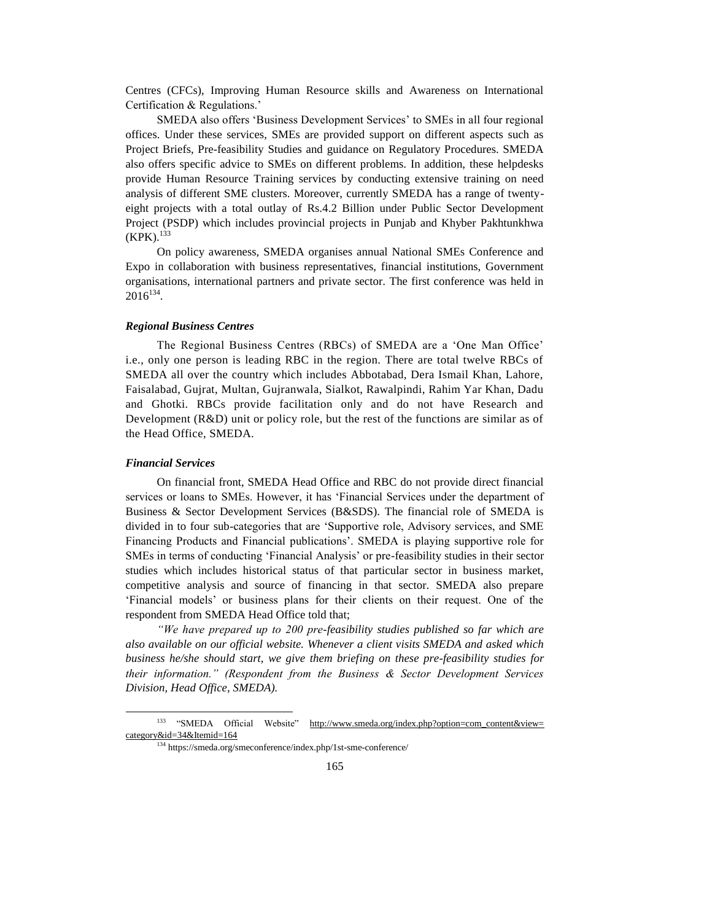Centres (CFCs), Improving Human Resource skills and Awareness on International Certification & Regulations.'

SMEDA also offers 'Business Development Services' to SMEs in all four regional offices. Under these services, SMEs are provided support on different aspects such as Project Briefs, Pre-feasibility Studies and guidance on Regulatory Procedures. SMEDA also offers specific advice to SMEs on different problems. In addition, these helpdesks provide Human Resource Training services by conducting extensive training on need analysis of different SME clusters. Moreover, currently SMEDA has a range of twenty-eight projects with a total outlay of Rs.4.2 Billion under Public Sector Development Project (PSDP) which includes provincial projects in Punjab and Khyber Pakhtunkhwa (KPK).[133]

On policy awareness, SMEDA organises annual National SMEs Conference and Expo in collaboration with business representatives, financial institutions, Government organisations, international partners and private sector. The first conference was held in 2016[134].

### *Regional Business Centres*

The Regional Business Centres (RBCs) of SMEDA are a 'One Man Office' i.e., only one person is leading RBC in the region. There are total twelve RBCs of SMEDA all over the country which includes Abbotabad, Dera Ismail Khan, Lahore, Faisalabad, Gujrat, Multan, Gujranwala, Sialkot, Rawalpindi, Rahim Yar Khan, Dadu and Ghotki. RBCs provide facilitation only and do not have Research and Development (R&D) unit or policy role, but the rest of the functions are similar as of the Head Office, SMEDA.

### *Financial Services*

On financial front, SMEDA Head Office and RBC do not provide direct financial services or loans to SMEs. However, it has 'Financial Services under the department of Business & Sector Development Services (B&SDS). The financial role of SMEDA is divided in to four sub-categories that are 'Supportive role, Advisory services, and SME Financing Products and Financial publications'. SMEDA is playing supportive role for SMEs in terms of conducting 'Financial Analysis' or pre-feasibility studies in their sector studies which includes historical status of that particular sector in business market, competitive analysis and source of financing in that sector. SMEDA also prepare 'Financial models' or business plans for their clients on their request. One of the respondent from SMEDA Head Office told that;

*"We have prepared up to 200 pre-feasibility studies published so far which are also available on our official website. Whenever a client visits SMEDA and asked which business he/she should start, we give them briefing on these pre-feasibility studies for their information." (Respondent from the Business & Sector Development Services Division, Head Office, SMEDA).*

---

[133] "SMEDA Official Website" http://www.smeda.org/index.php?option=com_content&view=category&id=34&Itemid=164

[134] https://smeda.org/smeconference/index.php/1st-sme-conference/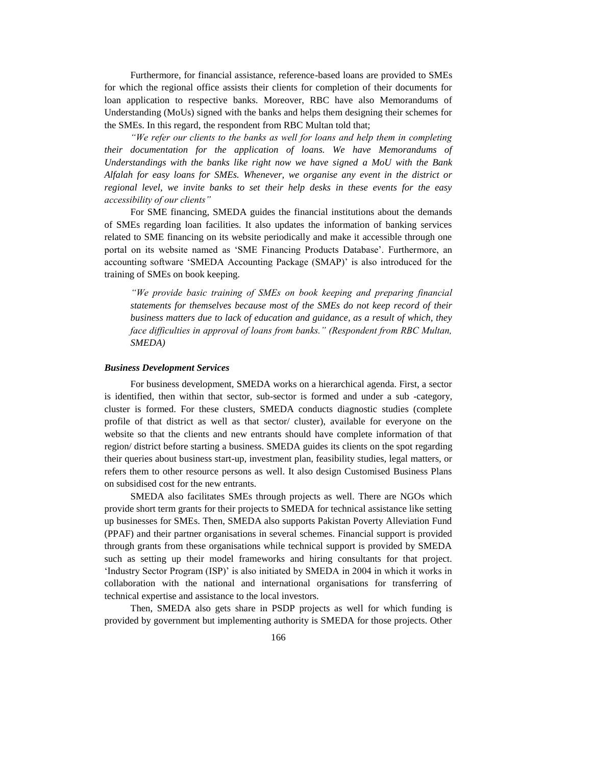Furthermore, for financial assistance, reference-based loans are provided to SMEs for which the regional office assists their clients for completion of their documents for loan application to respective banks. Moreover, RBC have also Memorandums of Understanding (MoUs) signed with the banks and helps them designing their schemes for the SMEs. In this regard, the respondent from RBC Multan told that;

*"We refer our clients to the banks as well for loans and help them in completing their documentation for the application of loans. We have Memorandums of Understandings with the banks like right now we have signed a MoU with the Bank Alfalah for easy loans for SMEs. Whenever, we organise any event in the district or regional level, we invite banks to set their help desks in these events for the easy accessibility of our clients"*

For SME financing, SMEDA guides the financial institutions about the demands of SMEs regarding loan facilities. It also updates the information of banking services related to SME financing on its website periodically and make it accessible through one portal on its website named as 'SME Financing Products Database'. Furthermore, an accounting software 'SMEDA Accounting Package (SMAP)' is also introduced for the training of SMEs on book keeping.

> *"We provide basic training of SMEs on book keeping and preparing financial statements for themselves because most of the SMEs do not keep record of their business matters due to lack of education and guidance, as a result of which, they face difficulties in approval of loans from banks." (Respondent from RBC Multan, SMEDA)*

***Business Development Services***

For business development, SMEDA works on a hierarchical agenda. First, a sector is identified, then within that sector, sub-sector is formed and under a sub -category, cluster is formed. For these clusters, SMEDA conducts diagnostic studies (complete profile of that district as well as that sector/ cluster), available for everyone on the website so that the clients and new entrants should have complete information of that region/ district before starting a business. SMEDA guides its clients on the spot regarding their queries about business start-up, investment plan, feasibility studies, legal matters, or refers them to other resource persons as well. It also design Customised Business Plans on subsidised cost for the new entrants.

SMEDA also facilitates SMEs through projects as well. There are NGOs which provide short term grants for their projects to SMEDA for technical assistance like setting up businesses for SMEs. Then, SMEDA also supports Pakistan Poverty Alleviation Fund (PPAF) and their partner organisations in several schemes. Financial support is provided through grants from these organisations while technical support is provided by SMEDA such as setting up their model frameworks and hiring consultants for that project. 'Industry Sector Program (ISP)' is also initiated by SMEDA in 2004 in which it works in collaboration with the national and international organisations for transferring of technical expertise and assistance to the local investors.

Then, SMEDA also gets share in PSDP projects as well for which funding is provided by government but implementing authority is SMEDA for those projects. Other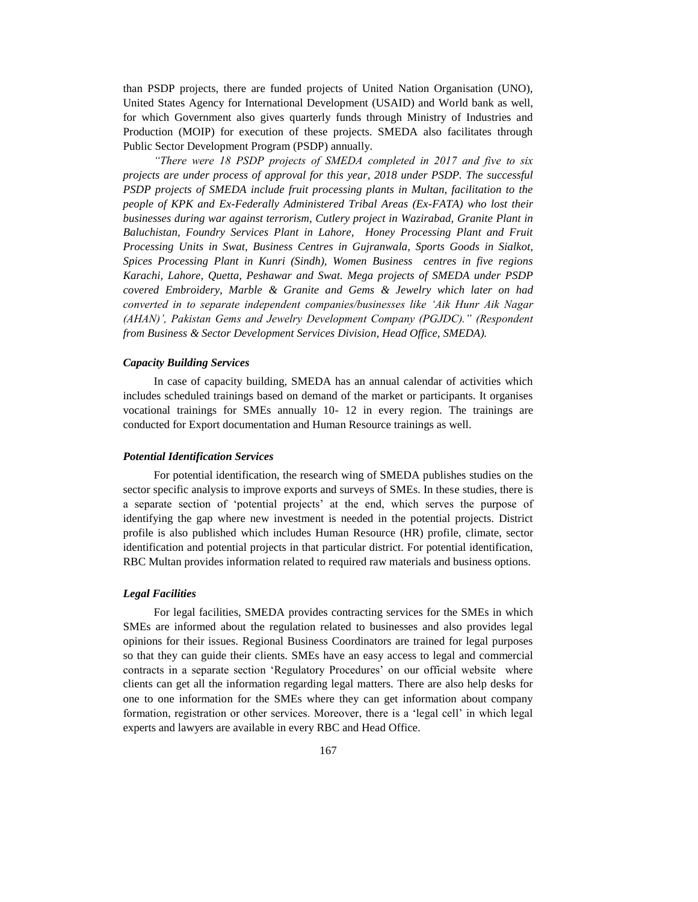than PSDP projects, there are funded projects of United Nation Organisation (UNO), United States Agency for International Development (USAID) and World bank as well, for which Government also gives quarterly funds through Ministry of Industries and Production (MOIP) for execution of these projects. SMEDA also facilitates through Public Sector Development Program (PSDP) annually.

*"There were 18 PSDP projects of SMEDA completed in 2017 and five to six projects are under process of approval for this year, 2018 under PSDP. The successful PSDP projects of SMEDA include fruit processing plants in Multan, facilitation to the people of KPK and Ex-Federally Administered Tribal Areas (Ex-FATA) who lost their businesses during war against terrorism, Cutlery project in Wazirabad, Granite Plant in Baluchistan, Foundry Services Plant in Lahore, Honey Processing Plant and Fruit Processing Units in Swat, Business Centres in Gujranwala, Sports Goods in Sialkot, Spices Processing Plant in Kunri (Sindh), Women Business centres in five regions Karachi, Lahore, Quetta, Peshawar and Swat. Mega projects of SMEDA under PSDP covered Embroidery, Marble & Granite and Gems & Jewelry which later on had converted in to separate independent companies/businesses like 'Aik Hunr Aik Nagar (AHAN)', Pakistan Gems and Jewelry Development Company (PGJDC)." (Respondent from Business & Sector Development Services Division, Head Office, SMEDA).*

### *Capacity Building Services*

In case of capacity building, SMEDA has an annual calendar of activities which includes scheduled trainings based on demand of the market or participants. It organises vocational trainings for SMEs annually 10- 12 in every region. The trainings are conducted for Export documentation and Human Resource trainings as well.

### *Potential Identification Services*

For potential identification, the research wing of SMEDA publishes studies on the sector specific analysis to improve exports and surveys of SMEs. In these studies, there is a separate section of 'potential projects' at the end, which serves the purpose of identifying the gap where new investment is needed in the potential projects. District profile is also published which includes Human Resource (HR) profile, climate, sector identification and potential projects in that particular district. For potential identification, RBC Multan provides information related to required raw materials and business options.

### *Legal Facilities*

For legal facilities, SMEDA provides contracting services for the SMEs in which SMEs are informed about the regulation related to businesses and also provides legal opinions for their issues. Regional Business Coordinators are trained for legal purposes so that they can guide their clients. SMEs have an easy access to legal and commercial contracts in a separate section 'Regulatory Procedures' on our official website where clients can get all the information regarding legal matters. There are also help desks for one to one information for the SMEs where they can get information about company formation, registration or other services. Moreover, there is a 'legal cell' in which legal experts and lawyers are available in every RBC and Head Office.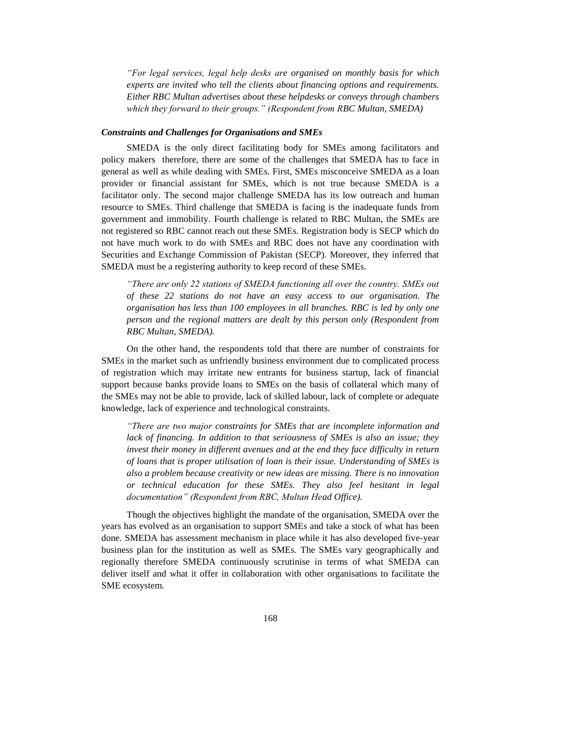*"For legal services, legal help desks are organised on monthly basis for which experts are invited who tell the clients about financing options and requirements. Either RBC Multan advertises about these helpdesks or conveys through chambers which they forward to their groups." (Respondent from RBC Multan, SMEDA)*

### *Constraints and Challenges for Organisations and SMEs*

SMEDA is the only direct facilitating body for SMEs among facilitators and policy makers therefore, there are some of the challenges that SMEDA has to face in general as well as while dealing with SMEs. First, SMEs misconceive SMEDA as a loan provider or financial assistant for SMEs, which is not true because SMEDA is a facilitator only. The second major challenge SMEDA has its low outreach and human resource to SMEs. Third challenge that SMEDA is facing is the inadequate funds from government and immobility. Fourth challenge is related to RBC Multan, the SMEs are not registered so RBC cannot reach out these SMEs. Registration body is SECP which do not have much work to do with SMEs and RBC does not have any coordination with Securities and Exchange Commission of Pakistan (SECP). Moreover, they inferred that SMEDA must be a registering authority to keep record of these SMEs.

*"There are only 22 stations of SMEDA functioning all over the country. SMEs out of these 22 stations do not have an easy access to our organisation. The organisation has less than 100 employees in all branches. RBC is led by only one person and the regional matters are dealt by this person only (Respondent from RBC Multan, SMEDA).*

On the other hand, the respondents told that there are number of constraints for SMEs in the market such as unfriendly business environment due to complicated process of registration which may irritate new entrants for business startup, lack of financial support because banks provide loans to SMEs on the basis of collateral which many of the SMEs may not be able to provide, lack of skilled labour, lack of complete or adequate knowledge, lack of experience and technological constraints.

*"There are two major constraints for SMEs that are incomplete information and lack of financing. In addition to that seriousness of SMEs is also an issue; they invest their money in different avenues and at the end they face difficulty in return of loans that is proper utilisation of loan is their issue. Understanding of SMEs is also a problem because creativity or new ideas are missing. There is no innovation or technical education for these SMEs. They also feel hesitant in legal documentation" (Respondent from RBC, Multan Head Office).*

Though the objectives highlight the mandate of the organisation, SMEDA over the years has evolved as an organisation to support SMEs and take a stock of what has been done. SMEDA has assessment mechanism in place while it has also developed five-year business plan for the institution as well as SMEs. The SMEs vary geographically and regionally therefore SMEDA continuously scrutinise in terms of what SMEDA can deliver itself and what it offer in collaboration with other organisations to facilitate the SME ecosystem.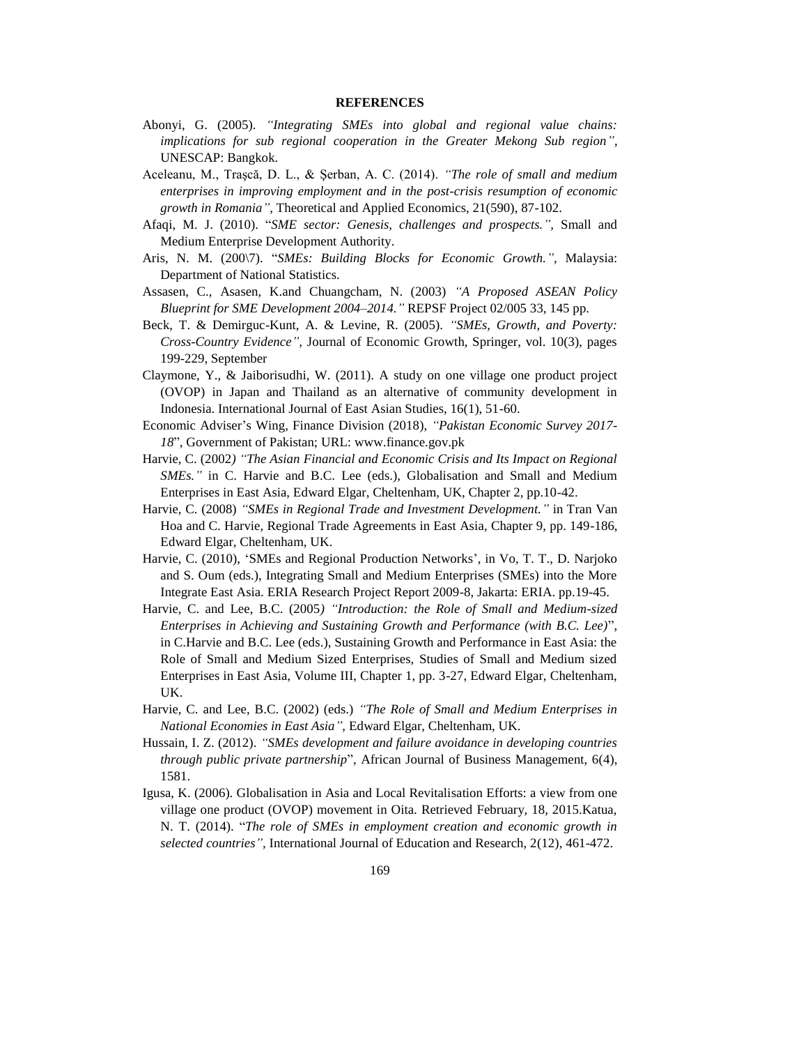**REFERENCES**

Abonyi, G. (2005). *"Integrating SMEs into global and regional value chains: implications for sub regional cooperation in the Greater Mekong Sub region"*, UNESCAP: Bangkok.

Aceleanu, M., Traşcă, D. L., & Şerban, A. C. (2014). *"The role of small and medium enterprises in improving employment and in the post-crisis resumption of economic growth in Romania"*, Theoretical and Applied Economics, 21(590), 87-102.

Afaqi, M. J. (2010). "*SME sector: Genesis, challenges and prospects.",* Small and Medium Enterprise Development Authority.

Aris, N. M. (200\7). "*SMEs: Building Blocks for Economic Growth.",* Malaysia: Department of National Statistics.

Assasen, C., Asasen, K.and Chuangcham, N. (2003) *"A Proposed ASEAN Policy Blueprint for SME Development 2004–2014."* REPSF Project 02/005 33, 145 pp.

Beck, T. & Demirguc-Kunt, A. & Levine, R. (2005). *"SMEs, Growth, and Poverty: Cross-Country Evidence"*, Journal of Economic Growth, Springer, vol. 10(3), pages 199-229, September

Claymone, Y., & Jaiborisudhi, W. (2011). A study on one village one product project (OVOP) in Japan and Thailand as an alternative of community development in Indonesia. International Journal of East Asian Studies, 16(1), 51-60.

Economic Adviser's Wing, Finance Division (2018), *"Pakistan Economic Survey 2017-18*", Government of Pakistan; URL: www.finance.gov.pk

Harvie, C. (2002*) "The Asian Financial and Economic Crisis and Its Impact on Regional SMEs."* in C. Harvie and B.C. Lee (eds.), Globalisation and Small and Medium Enterprises in East Asia, Edward Elgar, Cheltenham, UK, Chapter 2, pp.10-42.

Harvie, C. (2008) *"SMEs in Regional Trade and Investment Development."* in Tran Van Hoa and C. Harvie, Regional Trade Agreements in East Asia, Chapter 9, pp. 149-186, Edward Elgar, Cheltenham, UK.

Harvie, C. (2010), 'SMEs and Regional Production Networks', in Vo, T. T., D. Narjoko and S. Oum (eds.), Integrating Small and Medium Enterprises (SMEs) into the More Integrate East Asia. ERIA Research Project Report 2009-8, Jakarta: ERIA. pp.19-45.

Harvie, C. and Lee, B.C. (2005*) "Introduction: the Role of Small and Medium-sized Enterprises in Achieving and Sustaining Growth and Performance (with B.C. Lee)*", in C.Harvie and B.C. Lee (eds.), Sustaining Growth and Performance in East Asia: the Role of Small and Medium Sized Enterprises, Studies of Small and Medium sized Enterprises in East Asia, Volume III, Chapter 1, pp. 3-27, Edward Elgar, Cheltenham, UK.

Harvie, C. and Lee, B.C. (2002) (eds.) *"The Role of Small and Medium Enterprises in National Economies in East Asia",* Edward Elgar, Cheltenham, UK.

Hussain, I. Z. (2012). *"SMEs development and failure avoidance in developing countries through public private partnership*", African Journal of Business Management, 6(4), 1581.

Igusa, K. (2006). Globalisation in Asia and Local Revitalisation Efforts: a view from one village one product (OVOP) movement in Oita. Retrieved February, 18, 2015.Katua, N. T. (2014). "*The role of SMEs in employment creation and economic growth in selected countries"*, International Journal of Education and Research, 2(12), 461-472.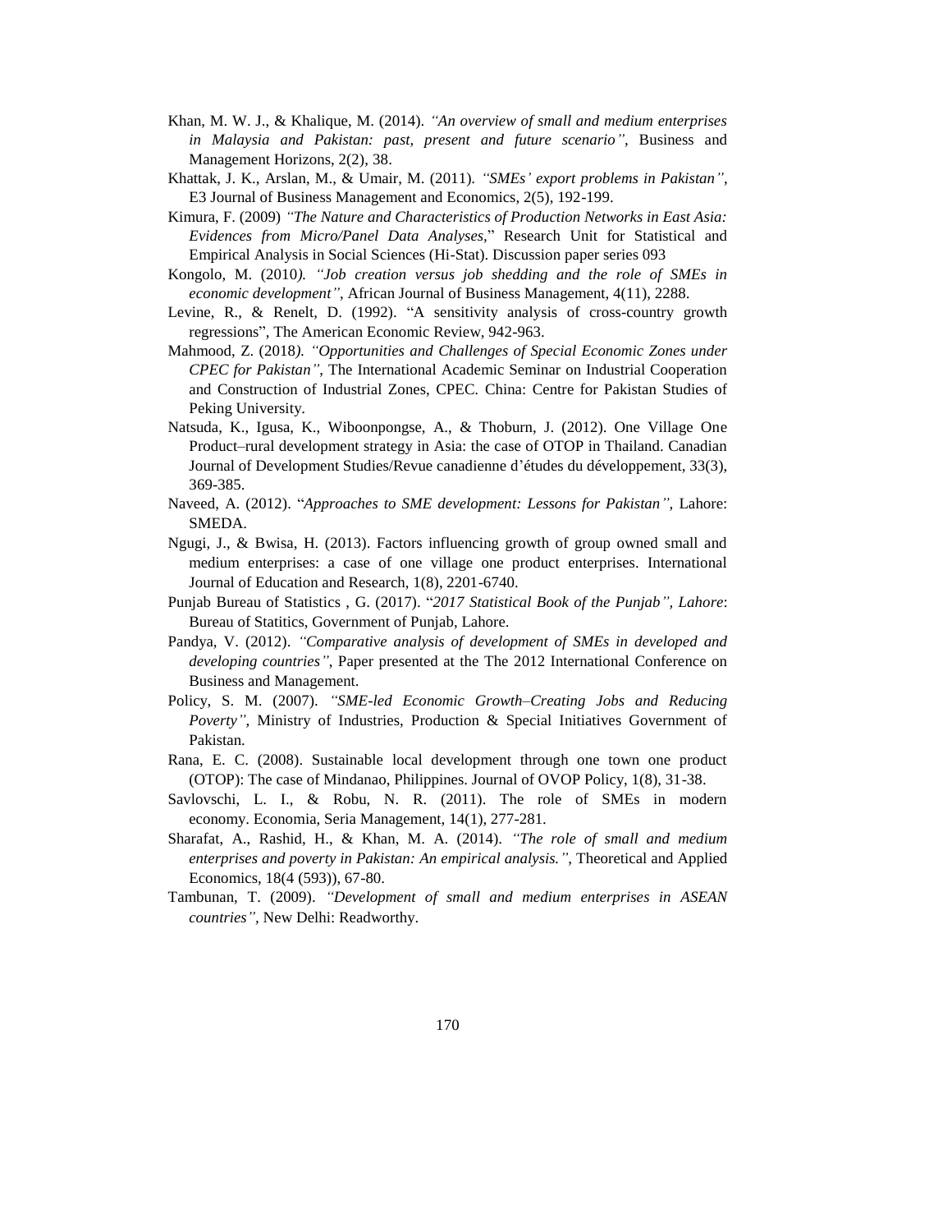Khan, M. W. J., & Khalique, M. (2014). *"An overview of small and medium enterprises in Malaysia and Pakistan: past, present and future scenario"*, Business and Management Horizons, 2(2), 38.

Khattak, J. K., Arslan, M., & Umair, M. (2011). *"SMEs' export problems in Pakistan"*, E3 Journal of Business Management and Economics, 2(5), 192-199.

Kimura, F. (2009) *"The Nature and Characteristics of Production Networks in East Asia: Evidences from Micro/Panel Data Analyses*," Research Unit for Statistical and Empirical Analysis in Social Sciences (Hi-Stat). Discussion paper series 093

Kongolo, M. (2010*). "Job creation versus job shedding and the role of SMEs in economic development"*, African Journal of Business Management, 4(11), 2288.

Levine, R., & Renelt, D. (1992). "A sensitivity analysis of cross-country growth regressions", The American Economic Review, 942-963.

Mahmood, Z. (2018*). "Opportunities and Challenges of Special Economic Zones under CPEC for Pakistan"*, The International Academic Seminar on Industrial Cooperation and Construction of Industrial Zones, CPEC. China: Centre for Pakistan Studies of Peking University.

Natsuda, K., Igusa, K., Wiboonpongse, A., & Thoburn, J. (2012). One Village One Product–rural development strategy in Asia: the case of OTOP in Thailand. Canadian Journal of Development Studies/Revue canadienne d'études du développement, 33(3), 369-385.

Naveed, A. (2012). "*Approaches to SME development: Lessons for Pakistan"*, Lahore: SMEDA.

Ngugi, J., & Bwisa, H. (2013). Factors influencing growth of group owned small and medium enterprises: a case of one village one product enterprises. International Journal of Education and Research, 1(8), 2201-6740.

Punjab Bureau of Statistics , G. (2017). "*2017 Statistical Book of the Punjab", Lahore*: Bureau of Statitics, Government of Punjab, Lahore.

Pandya, V. (2012). *"Comparative analysis of development of SMEs in developed and developing countries"*, Paper presented at the The 2012 International Conference on Business and Management.

Policy, S. M. (2007). *"SME-led Economic Growth–Creating Jobs and Reducing Poverty"*, Ministry of Industries, Production & Special Initiatives Government of Pakistan.

Rana, E. C. (2008). Sustainable local development through one town one product (OTOP): The case of Mindanao, Philippines. Journal of OVOP Policy, 1(8), 31-38.

Savlovschi, L. I., & Robu, N. R. (2011). The role of SMEs in modern economy. Economia, Seria Management, 14(1), 277-281.

Sharafat, A., Rashid, H., & Khan, M. A. (2014). *"The role of small and medium enterprises and poverty in Pakistan: An empirical analysis."*, Theoretical and Applied Economics, 18(4 (593)), 67-80.

Tambunan, T. (2009). *"Development of small and medium enterprises in ASEAN countries"*, New Delhi: Readworthy.